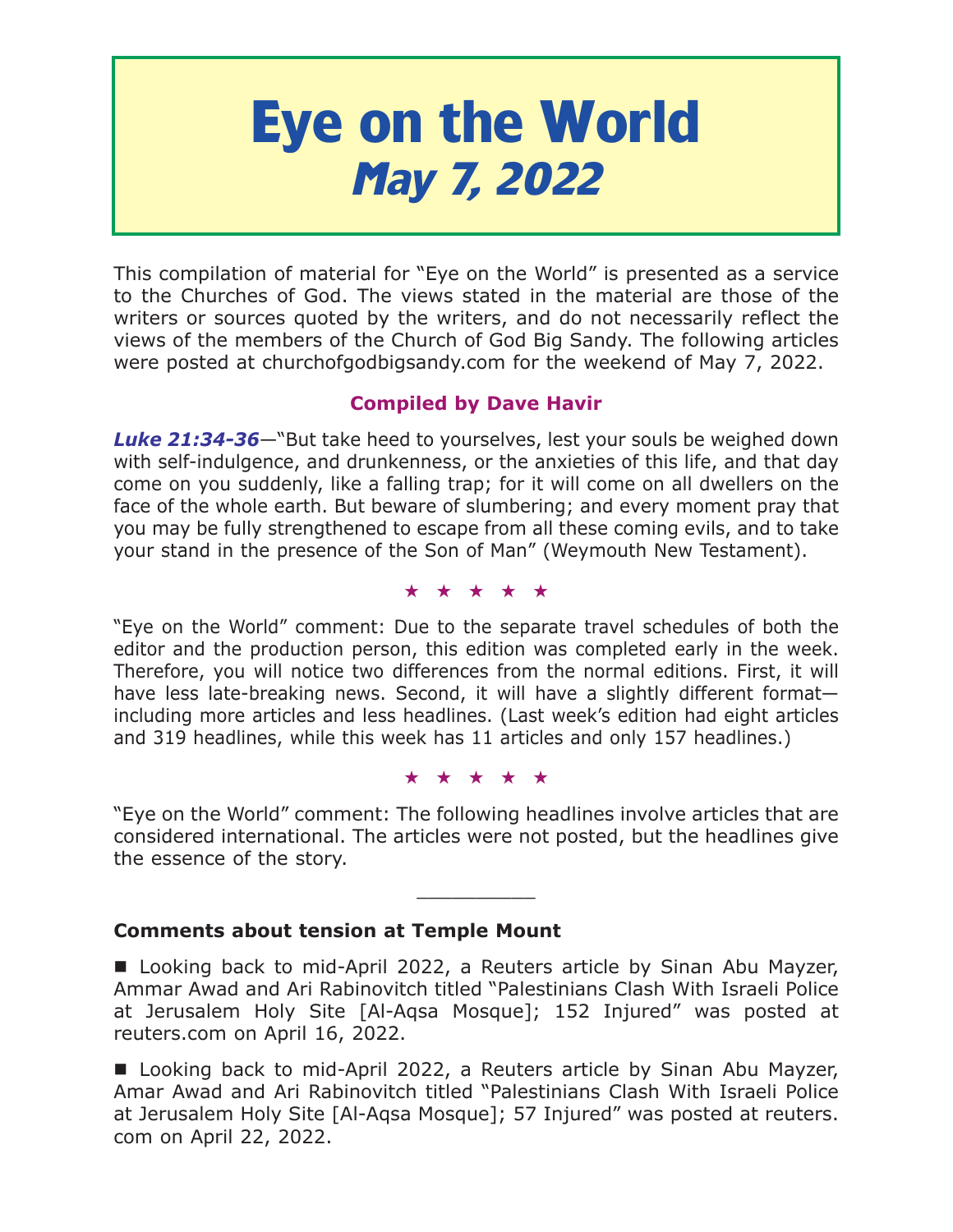# Eye on the World
## *May 7, 2022*

This compilation of material for “Eye on the World” is presented as a service to the Churches of God. The views stated in the material are those of the writers or sources quoted by the writers, and do not necessarily reflect the views of the members of the Church of God Big Sandy. The following articles were posted at churchofgodbigsandy.com for the weekend of May 7, 2022.

**Compiled by Dave Havir**

***Luke 21:34-36***—“But take heed to yourselves, lest your souls be weighed down with self-indulgence, and drunkenness, or the anxieties of this life, and that day come on you suddenly, like a falling trap; for it will come on all dwellers on the face of the whole earth. But beware of slumbering; and every moment pray that you may be fully strengthened to escape from all these coming evils, and to take your stand in the presence of the Son of Man” (Weymouth New Testament).

★ ★ ★ ★ ★

“Eye on the World” comment: Due to the separate travel schedules of both the editor and the production person, this edition was completed early in the week. Therefore, you will notice two differences from the normal editions. First, it will have less late-breaking news. Second, it will have a slightly different format—including more articles and less headlines. (Last week’s edition had eight articles and 319 headlines, while this week has 11 articles and only 157 headlines.)

★ ★ ★ ★ ★

“Eye on the World” comment: The following headlines involve articles that are considered international. The articles were not posted, but the headlines give the essence of the story.

---

**Comments about tension at Temple Mount**

■ Looking back to mid-April 2022, a Reuters article by Sinan Abu Mayzer, Ammar Awad and Ari Rabinovitch titled “Palestinians Clash With Israeli Police at Jerusalem Holy Site [Al-Aqsa Mosque]; 152 Injured” was posted at reuters.com on April 16, 2022.

■ Looking back to mid-April 2022, a Reuters article by Sinan Abu Mayzer, Amar Awad and Ari Rabinovitch titled “Palestinians Clash With Israeli Police at Jerusalem Holy Site [Al-Aqsa Mosque]; 57 Injured” was posted at reuters.com on April 22, 2022.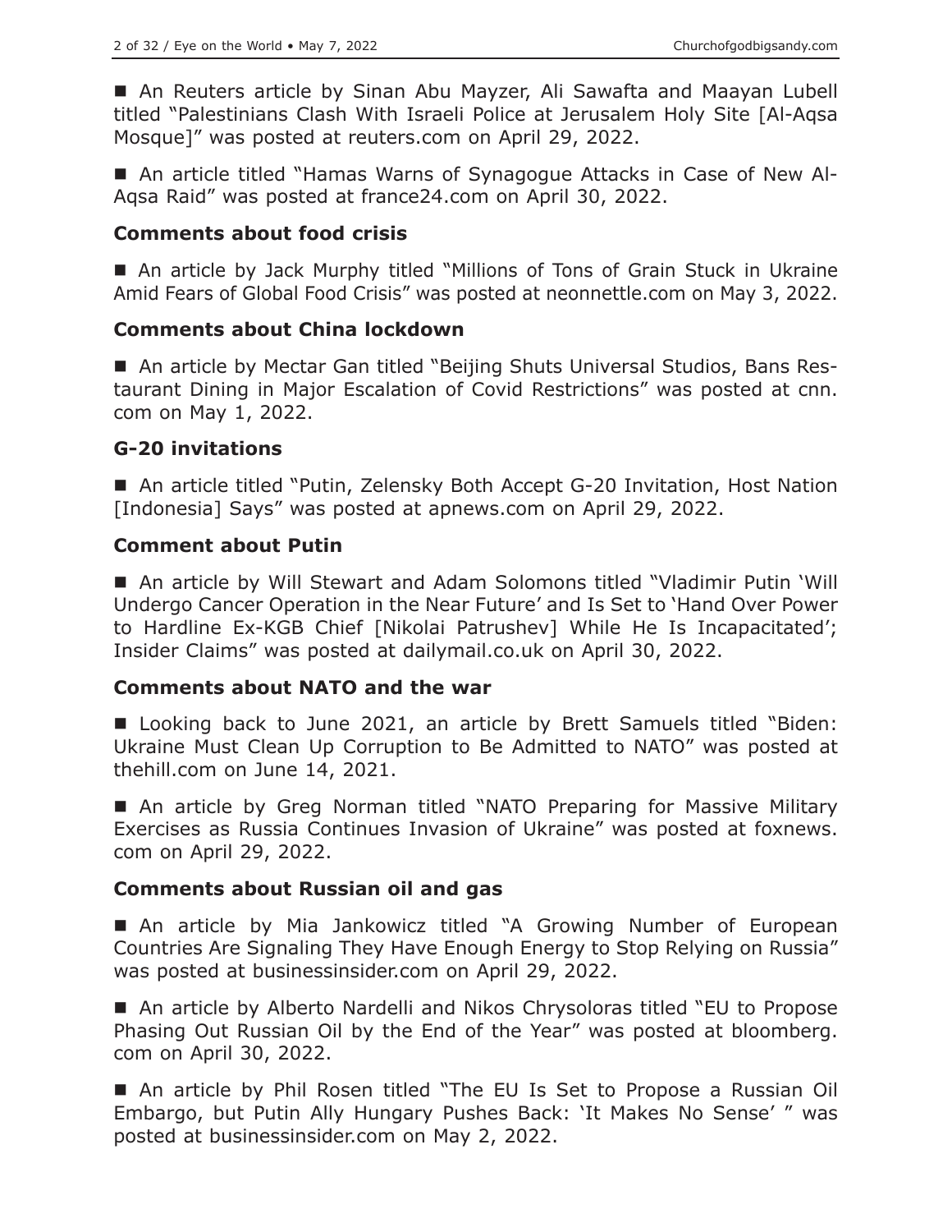- An Reuters article by Sinan Abu Mayzer, Ali Sawafta and Maayan Lubell titled "Palestinians Clash With Israeli Police at Jerusalem Holy Site [Al-Aqsa Mosque]" was posted at reuters.com on April 29, 2022.

- An article titled "Hamas Warns of Synagogue Attacks in Case of New Al-Aqsa Raid" was posted at france24.com on April 30, 2022.

### Comments about food crisis

- An article by Jack Murphy titled "Millions of Tons of Grain Stuck in Ukraine Amid Fears of Global Food Crisis" was posted at neonnettle.com on May 3, 2022.

### Comments about China lockdown

- An article by Mectar Gan titled "Beijing Shuts Universal Studios, Bans Restaurant Dining in Major Escalation of Covid Restrictions" was posted at cnn.com on May 1, 2022.

### G-20 invitations

- An article titled "Putin, Zelensky Both Accept G-20 Invitation, Host Nation [Indonesia] Says" was posted at apnews.com on April 29, 2022.

### Comment about Putin

- An article by Will Stewart and Adam Solomons titled "Vladimir Putin 'Will Undergo Cancer Operation in the Near Future' and Is Set to 'Hand Over Power to Hardline Ex-KGB Chief [Nikolai Patrushev] While He Is Incapacitated'; Insider Claims" was posted at dailymail.co.uk on April 30, 2022.

### Comments about NATO and the war

- Looking back to June 2021, an article by Brett Samuels titled "Biden: Ukraine Must Clean Up Corruption to Be Admitted to NATO" was posted at thehill.com on June 14, 2021.

- An article by Greg Norman titled "NATO Preparing for Massive Military Exercises as Russia Continues Invasion of Ukraine" was posted at foxnews.com on April 29, 2022.

### Comments about Russian oil and gas

- An article by Mia Jankowicz titled "A Growing Number of European Countries Are Signaling They Have Enough Energy to Stop Relying on Russia" was posted at businessinsider.com on April 29, 2022.

- An article by Alberto Nardelli and Nikos Chrysoloras titled "EU to Propose Phasing Out Russian Oil by the End of the Year" was posted at bloomberg.com on April 30, 2022.

- An article by Phil Rosen titled "The EU Is Set to Propose a Russian Oil Embargo, but Putin Ally Hungary Pushes Back: 'It Makes No Sense' " was posted at businessinsider.com on May 2, 2022.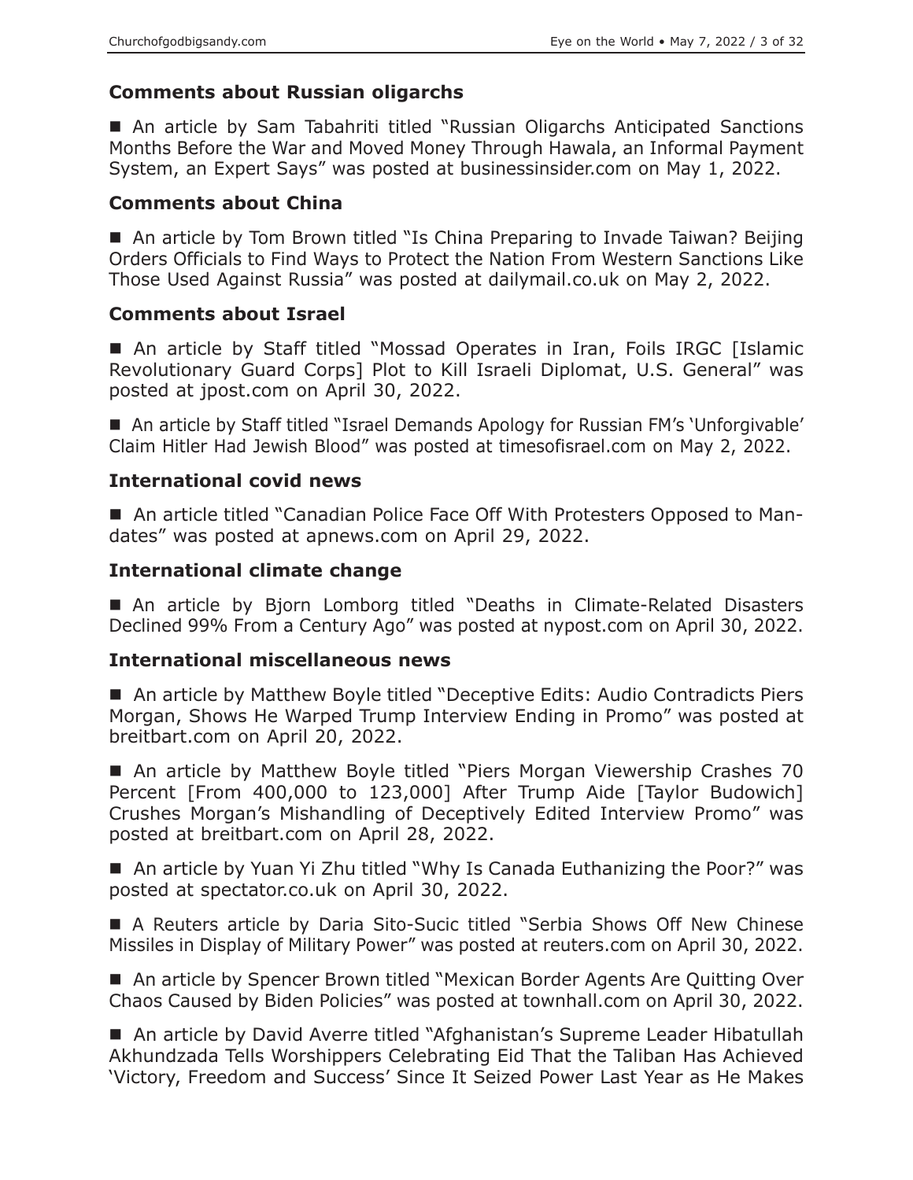### Comments about Russian oligarchs

■ An article by Sam Tabahriti titled "Russian Oligarchs Anticipated Sanctions Months Before the War and Moved Money Through Hawala, an Informal Payment System, an Expert Says" was posted at businessinsider.com on May 1, 2022.

### Comments about China

■ An article by Tom Brown titled "Is China Preparing to Invade Taiwan? Beijing Orders Officials to Find Ways to Protect the Nation From Western Sanctions Like Those Used Against Russia" was posted at dailymail.co.uk on May 2, 2022.

### Comments about Israel

■ An article by Staff titled "Mossad Operates in Iran, Foils IRGC [Islamic Revolutionary Guard Corps] Plot to Kill Israeli Diplomat, U.S. General" was posted at jpost.com on April 30, 2022.

■ An article by Staff titled "Israel Demands Apology for Russian FM's 'Unforgivable' Claim Hitler Had Jewish Blood" was posted at timesofisrael.com on May 2, 2022.

### International covid news

■ An article titled "Canadian Police Face Off With Protesters Opposed to Mandates" was posted at apnews.com on April 29, 2022.

### International climate change

■ An article by Bjorn Lomborg titled "Deaths in Climate-Related Disasters Declined 99% From a Century Ago" was posted at nypost.com on April 30, 2022.

### International miscellaneous news

■ An article by Matthew Boyle titled "Deceptive Edits: Audio Contradicts Piers Morgan, Shows He Warped Trump Interview Ending in Promo" was posted at breitbart.com on April 20, 2022.

■ An article by Matthew Boyle titled "Piers Morgan Viewership Crashes 70 Percent [From 400,000 to 123,000] After Trump Aide [Taylor Budowich] Crushes Morgan's Mishandling of Deceptively Edited Interview Promo" was posted at breitbart.com on April 28, 2022.

■ An article by Yuan Yi Zhu titled "Why Is Canada Euthanizing the Poor?" was posted at spectator.co.uk on April 30, 2022.

■ A Reuters article by Daria Sito-Sucic titled "Serbia Shows Off New Chinese Missiles in Display of Military Power" was posted at reuters.com on April 30, 2022.

■ An article by Spencer Brown titled "Mexican Border Agents Are Quitting Over Chaos Caused by Biden Policies" was posted at townhall.com on April 30, 2022.

■ An article by David Averre titled "Afghanistan's Supreme Leader Hibatullah Akhundzada Tells Worshippers Celebrating Eid That the Taliban Has Achieved 'Victory, Freedom and Success' Since It Seized Power Last Year as He Makes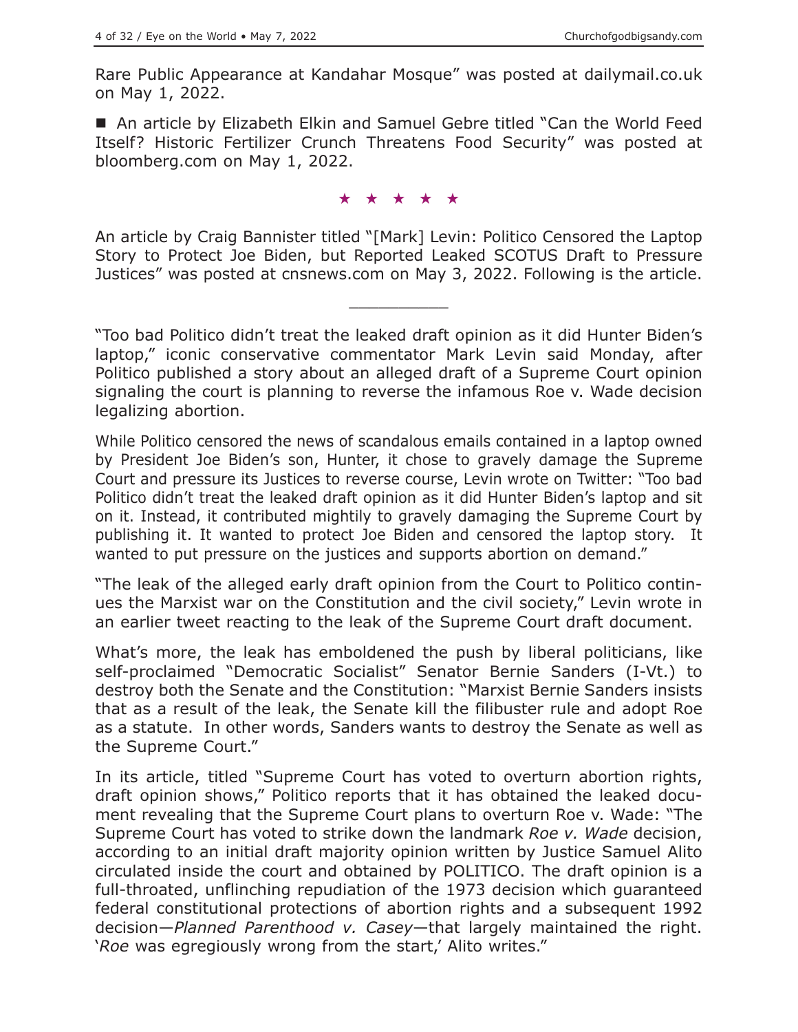Rare Public Appearance at Kandahar Mosque" was posted at dailymail.co.uk on May 1, 2022.

■ An article by Elizabeth Elkin and Samuel Gebre titled "Can the World Feed Itself? Historic Fertilizer Crunch Threatens Food Security" was posted at bloomberg.com on May 1, 2022.

★ ★ ★ ★ ★

An article by Craig Bannister titled "[Mark] Levin: Politico Censored the Laptop Story to Protect Joe Biden, but Reported Leaked SCOTUS Draft to Pressure Justices" was posted at cnsnews.com on May 3, 2022. Following is the article.

__________

"Too bad Politico didn't treat the leaked draft opinion as it did Hunter Biden's laptop," iconic conservative commentator Mark Levin said Monday, after Politico published a story about an alleged draft of a Supreme Court opinion signaling the court is planning to reverse the infamous Roe v. Wade decision legalizing abortion.

While Politico censored the news of scandalous emails contained in a laptop owned by President Joe Biden's son, Hunter, it chose to gravely damage the Supreme Court and pressure its Justices to reverse course, Levin wrote on Twitter: "Too bad Politico didn't treat the leaked draft opinion as it did Hunter Biden's laptop and sit on it. Instead, it contributed mightily to gravely damaging the Supreme Court by publishing it. It wanted to protect Joe Biden and censored the laptop story. It wanted to put pressure on the justices and supports abortion on demand."

"The leak of the alleged early draft opinion from the Court to Politico continues the Marxist war on the Constitution and the civil society," Levin wrote in an earlier tweet reacting to the leak of the Supreme Court draft document.

What's more, the leak has emboldened the push by liberal politicians, like self-proclaimed "Democratic Socialist" Senator Bernie Sanders (I-Vt.) to destroy both the Senate and the Constitution: "Marxist Bernie Sanders insists that as a result of the leak, the Senate kill the filibuster rule and adopt Roe as a statute. In other words, Sanders wants to destroy the Senate as well as the Supreme Court."

In its article, titled "Supreme Court has voted to overturn abortion rights, draft opinion shows," Politico reports that it has obtained the leaked document revealing that the Supreme Court plans to overturn Roe v. Wade: "The Supreme Court has voted to strike down the landmark *Roe v. Wade* decision, according to an initial draft majority opinion written by Justice Samuel Alito circulated inside the court and obtained by POLITICO. The draft opinion is a full-throated, unflinching repudiation of the 1973 decision which guaranteed federal constitutional protections of abortion rights and a subsequent 1992 decision—*Planned Parenthood v. Casey*—that largely maintained the right. '*Roe* was egregiously wrong from the start,' Alito writes."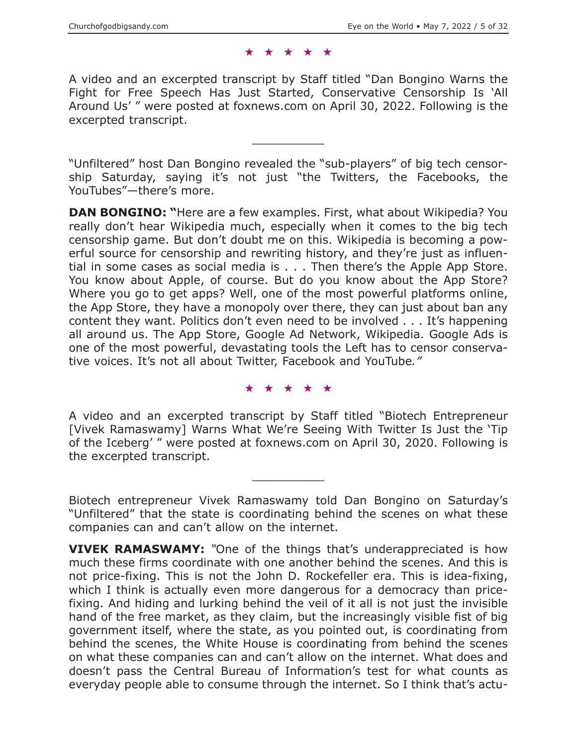★ ★ ★ ★ ★

A video and an excerpted transcript by Staff titled "Dan Bongino Warns the Fight for Free Speech Has Just Started, Conservative Censorship Is 'All Around Us' " were posted at foxnews.com on April 30, 2022. Following is the excerpted transcript.

__________

"Unfiltered" host Dan Bongino revealed the "sub-players" of big tech censorship Saturday, saying it's not just "the Twitters, the Facebooks, the YouTubes"—there's more.

**DAN BONGINO: "**Here are a few examples. First, what about Wikipedia? You really don't hear Wikipedia much, especially when it comes to the big tech censorship game. But don't doubt me on this. Wikipedia is becoming a powerful source for censorship and rewriting history, and they're just as influential in some cases as social media is . . . Then there's the Apple App Store. You know about Apple, of course. But do you know about the App Store? Where you go to get apps? Well, one of the most powerful platforms online, the App Store, they have a monopoly over there, they can just about ban any content they want. Politics don't even need to be involved . . . It's happening all around us. The App Store, Google Ad Network, Wikipedia. Google Ads is one of the most powerful, devastating tools the Left has to censor conservative voices. It's not all about Twitter, Facebook and YouTube*."*

★ ★ ★ ★ ★

A video and an excerpted transcript by Staff titled "Biotech Entrepreneur [Vivek Ramaswamy] Warns What We're Seeing With Twitter Is Just the 'Tip of the Iceberg' " were posted at foxnews.com on April 30, 2020. Following is the excerpted transcript.

__________

Biotech entrepreneur Vivek Ramaswamy told Dan Bongino on Saturday's "Unfiltered" that the state is coordinating behind the scenes on what these companies can and can't allow on the internet.

**VIVEK RAMASWAMY:** "One of the things that's underappreciated is how much these firms coordinate with one another behind the scenes. And this is not price-fixing. This is not the John D. Rockefeller era. This is idea-fixing, which I think is actually even more dangerous for a democracy than price-fixing. And hiding and lurking behind the veil of it all is not just the invisible hand of the free market, as they claim, but the increasingly visible fist of big government itself, where the state, as you pointed out, is coordinating from behind the scenes, the White House is coordinating from behind the scenes on what these companies can and can't allow on the internet. What does and doesn't pass the Central Bureau of Information's test for what counts as everyday people able to consume through the internet. So I think that's actu-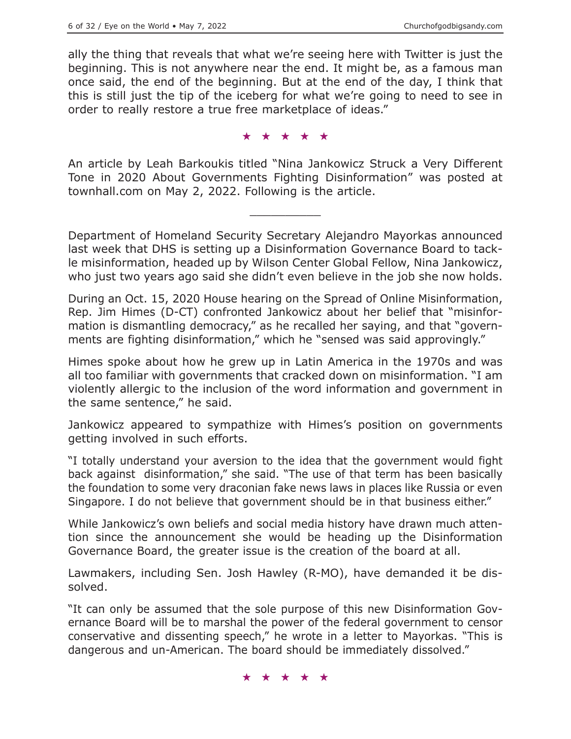ally the thing that reveals that what we're seeing here with Twitter is just the beginning. This is not anywhere near the end. It might be, as a famous man once said, the end of the beginning. But at the end of the day, I think that this is still just the tip of the iceberg for what we're going to need to see in order to really restore a true free marketplace of ideas."

★ ★ ★ ★ ★

An article by Leah Barkoukis titled "Nina Jankowicz Struck a Very Different Tone in 2020 About Governments Fighting Disinformation" was posted at townhall.com on May 2, 2022. Following is the article.

---

Department of Homeland Security Secretary Alejandro Mayorkas announced last week that DHS is setting up a Disinformation Governance Board to tackle misinformation, headed up by Wilson Center Global Fellow, Nina Jankowicz, who just two years ago said she didn't even believe in the job she now holds.

During an Oct. 15, 2020 House hearing on the Spread of Online Misinformation, Rep. Jim Himes (D-CT) confronted Jankowicz about her belief that "misinformation is dismantling democracy," as he recalled her saying, and that "governments are fighting disinformation," which he "sensed was said approvingly."

Himes spoke about how he grew up in Latin America in the 1970s and was all too familiar with governments that cracked down on misinformation. "I am violently allergic to the inclusion of the word information and government in the same sentence," he said.

Jankowicz appeared to sympathize with Himes's position on governments getting involved in such efforts.

"I totally understand your aversion to the idea that the government would fight back against disinformation," she said. "The use of that term has been basically the foundation to some very draconian fake news laws in places like Russia or even Singapore. I do not believe that government should be in that business either."

While Jankowicz's own beliefs and social media history have drawn much attention since the announcement she would be heading up the Disinformation Governance Board, the greater issue is the creation of the board at all.

Lawmakers, including Sen. Josh Hawley (R-MO), have demanded it be dissolved.

"It can only be assumed that the sole purpose of this new Disinformation Governance Board will be to marshal the power of the federal government to censor conservative and dissenting speech," he wrote in a letter to Mayorkas. "This is dangerous and un-American. The board should be immediately dissolved."

★ ★ ★ ★ ★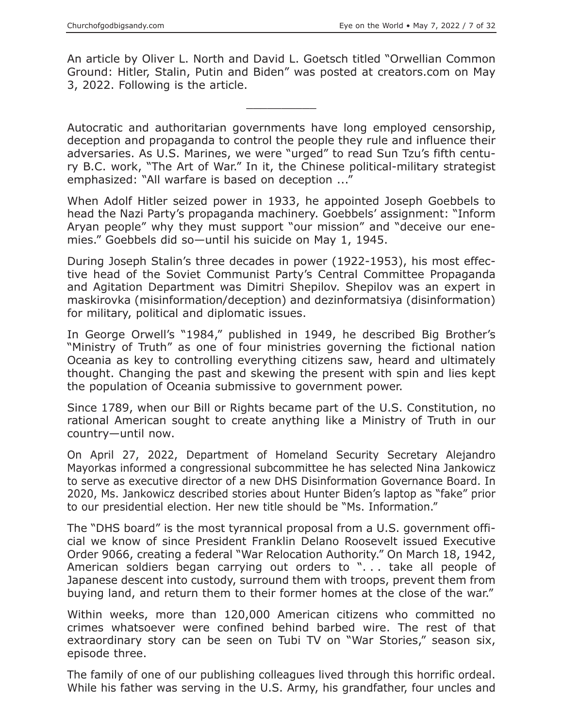An article by Oliver L. North and David L. Goetsch titled "Orwellian Common Ground: Hitler, Stalin, Putin and Biden" was posted at creators.com on May 3, 2022. Following is the article.

---

Autocratic and authoritarian governments have long employed censorship, deception and propaganda to control the people they rule and influence their adversaries. As U.S. Marines, we were "urged" to read Sun Tzu's fifth century B.C. work, "The Art of War." In it, the Chinese political-military strategist emphasized: "All warfare is based on deception ..."

When Adolf Hitler seized power in 1933, he appointed Joseph Goebbels to head the Nazi Party's propaganda machinery. Goebbels' assignment: "Inform Aryan people" why they must support "our mission" and "deceive our enemies." Goebbels did so—until his suicide on May 1, 1945.

During Joseph Stalin's three decades in power (1922-1953), his most effective head of the Soviet Communist Party's Central Committee Propaganda and Agitation Department was Dimitri Shepilov. Shepilov was an expert in maskirovka (misinformation/deception) and dezinformatsiya (disinformation) for military, political and diplomatic issues.

In George Orwell's "1984," published in 1949, he described Big Brother's "Ministry of Truth" as one of four ministries governing the fictional nation Oceania as key to controlling everything citizens saw, heard and ultimately thought. Changing the past and skewing the present with spin and lies kept the population of Oceania submissive to government power.

Since 1789, when our Bill or Rights became part of the U.S. Constitution, no rational American sought to create anything like a Ministry of Truth in our country—until now.

On April 27, 2022, Department of Homeland Security Secretary Alejandro Mayorkas informed a congressional subcommittee he has selected Nina Jankowicz to serve as executive director of a new DHS Disinformation Governance Board. In 2020, Ms. Jankowicz described stories about Hunter Biden's laptop as "fake" prior to our presidential election. Her new title should be "Ms. Information."

The "DHS board" is the most tyrannical proposal from a U.S. government official we know of since President Franklin Delano Roosevelt issued Executive Order 9066, creating a federal "War Relocation Authority." On March 18, 1942, American soldiers began carrying out orders to ". . . take all people of Japanese descent into custody, surround them with troops, prevent them from buying land, and return them to their former homes at the close of the war."

Within weeks, more than 120,000 American citizens who committed no crimes whatsoever were confined behind barbed wire. The rest of that extraordinary story can be seen on Tubi TV on "War Stories," season six, episode three.

The family of one of our publishing colleagues lived through this horrific ordeal. While his father was serving in the U.S. Army, his grandfather, four uncles and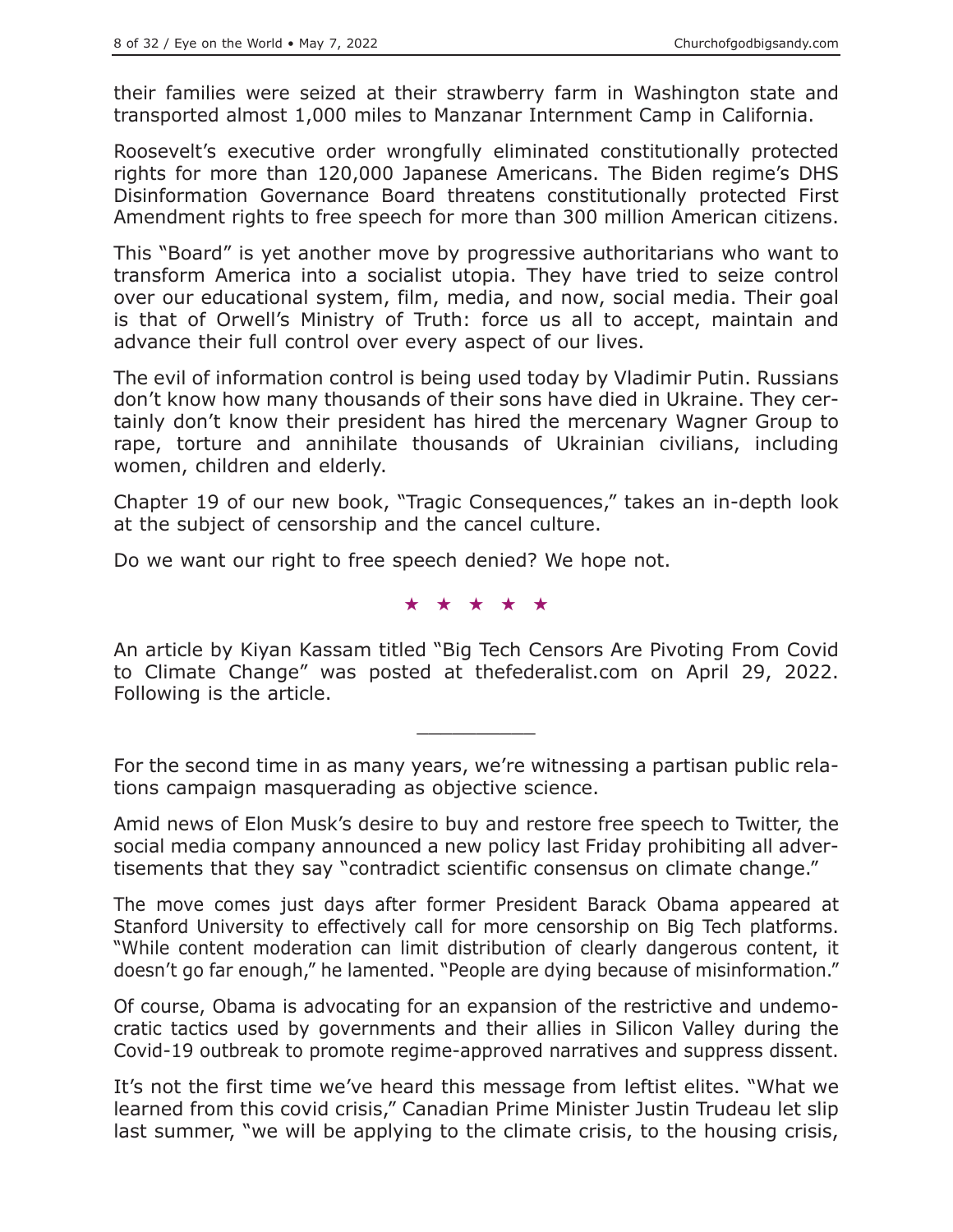their families were seized at their strawberry farm in Washington state and transported almost 1,000 miles to Manzanar Internment Camp in California.

Roosevelt's executive order wrongfully eliminated constitutionally protected rights for more than 120,000 Japanese Americans. The Biden regime's DHS Disinformation Governance Board threatens constitutionally protected First Amendment rights to free speech for more than 300 million American citizens.

This "Board" is yet another move by progressive authoritarians who want to transform America into a socialist utopia. They have tried to seize control over our educational system, film, media, and now, social media. Their goal is that of Orwell's Ministry of Truth: force us all to accept, maintain and advance their full control over every aspect of our lives.

The evil of information control is being used today by Vladimir Putin. Russians don't know how many thousands of their sons have died in Ukraine. They certainly don't know their president has hired the mercenary Wagner Group to rape, torture and annihilate thousands of Ukrainian civilians, including women, children and elderly.

Chapter 19 of our new book, "Tragic Consequences," takes an in-depth look at the subject of censorship and the cancel culture.

Do we want our right to free speech denied? We hope not.

★ ★ ★ ★ ★

An article by Kiyan Kassam titled "Big Tech Censors Are Pivoting From Covid to Climate Change" was posted at thefederalist.com on April 29, 2022. Following is the article.

---

For the second time in as many years, we're witnessing a partisan public relations campaign masquerading as objective science.

Amid news of Elon Musk's desire to buy and restore free speech to Twitter, the social media company announced a new policy last Friday prohibiting all advertisements that they say "contradict scientific consensus on climate change."

The move comes just days after former President Barack Obama appeared at Stanford University to effectively call for more censorship on Big Tech platforms. "While content moderation can limit distribution of clearly dangerous content, it doesn't go far enough," he lamented. "People are dying because of misinformation."

Of course, Obama is advocating for an expansion of the restrictive and undemocratic tactics used by governments and their allies in Silicon Valley during the Covid-19 outbreak to promote regime-approved narratives and suppress dissent.

It's not the first time we've heard this message from leftist elites. "What we learned from this covid crisis," Canadian Prime Minister Justin Trudeau let slip last summer, "we will be applying to the climate crisis, to the housing crisis,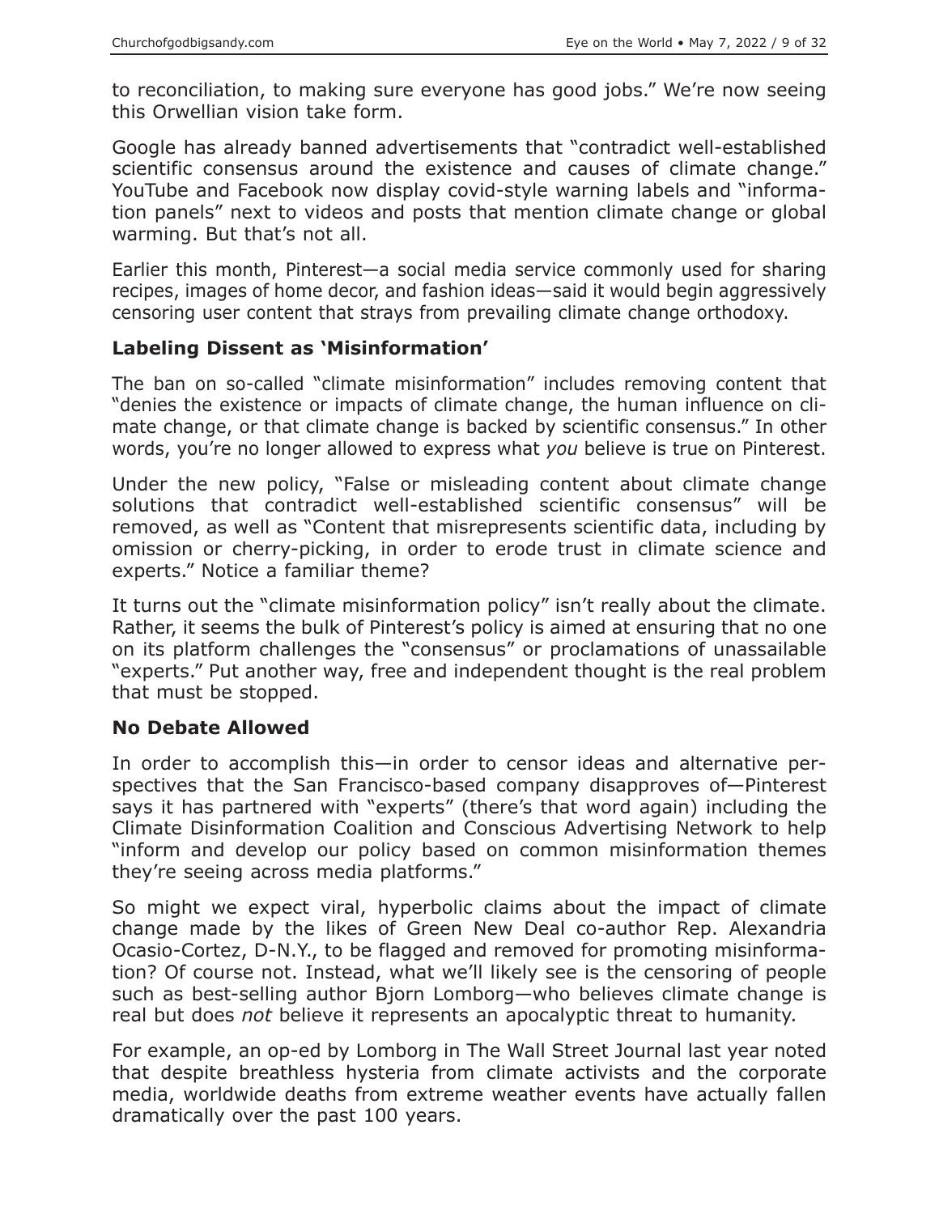to reconciliation, to making sure everyone has good jobs." We're now seeing this Orwellian vision take form.

Google has already banned advertisements that "contradict well-established scientific consensus around the existence and causes of climate change." YouTube and Facebook now display covid-style warning labels and "information panels" next to videos and posts that mention climate change or global warming. But that's not all.

Earlier this month, Pinterest—a social media service commonly used for sharing recipes, images of home decor, and fashion ideas—said it would begin aggressively censoring user content that strays from prevailing climate change orthodoxy.

### Labeling Dissent as 'Misinformation'

The ban on so-called "climate misinformation" includes removing content that "denies the existence or impacts of climate change, the human influence on climate change, or that climate change is backed by scientific consensus." In other words, you're no longer allowed to express what *you* believe is true on Pinterest.

Under the new policy, "False or misleading content about climate change solutions that contradict well-established scientific consensus" will be removed, as well as "Content that misrepresents scientific data, including by omission or cherry-picking, in order to erode trust in climate science and experts." Notice a familiar theme?

It turns out the "climate misinformation policy" isn't really about the climate. Rather, it seems the bulk of Pinterest's policy is aimed at ensuring that no one on its platform challenges the "consensus" or proclamations of unassailable "experts." Put another way, free and independent thought is the real problem that must be stopped.

### No Debate Allowed

In order to accomplish this—in order to censor ideas and alternative perspectives that the San Francisco-based company disapproves of—Pinterest says it has partnered with "experts" (there's that word again) including the Climate Disinformation Coalition and Conscious Advertising Network to help "inform and develop our policy based on common misinformation themes they're seeing across media platforms."

So might we expect viral, hyperbolic claims about the impact of climate change made by the likes of Green New Deal co-author Rep. Alexandria Ocasio-Cortez, D-N.Y., to be flagged and removed for promoting misinformation? Of course not. Instead, what we'll likely see is the censoring of people such as best-selling author Bjorn Lomborg—who believes climate change is real but does *not* believe it represents an apocalyptic threat to humanity.

For example, an op-ed by Lomborg in The Wall Street Journal last year noted that despite breathless hysteria from climate activists and the corporate media, worldwide deaths from extreme weather events have actually fallen dramatically over the past 100 years.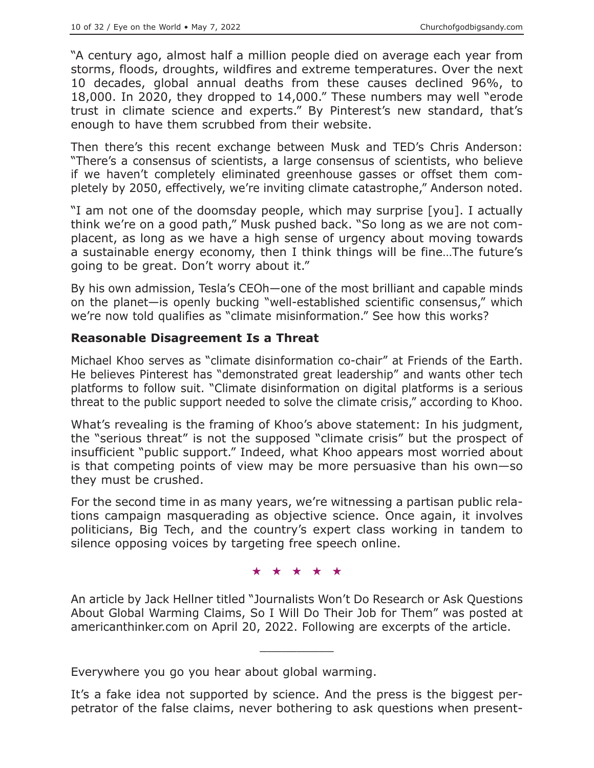"A century ago, almost half a million people died on average each year from storms, floods, droughts, wildfires and extreme temperatures. Over the next 10 decades, global annual deaths from these causes declined 96%, to 18,000. In 2020, they dropped to 14,000." These numbers may well "erode trust in climate science and experts." By Pinterest's new standard, that's enough to have them scrubbed from their website.

Then there's this recent exchange between Musk and TED's Chris Anderson: "There's a consensus of scientists, a large consensus of scientists, who believe if we haven't completely eliminated greenhouse gasses or offset them completely by 2050, effectively, we're inviting climate catastrophe," Anderson noted.

"I am not one of the doomsday people, which may surprise [you]. I actually think we're on a good path," Musk pushed back. "So long as we are not complacent, as long as we have a high sense of urgency about moving towards a sustainable energy economy, then I think things will be fine…The future's going to be great. Don't worry about it."

By his own admission, Tesla's CEOh—one of the most brilliant and capable minds on the planet—is openly bucking "well-established scientific consensus," which we're now told qualifies as "climate misinformation." See how this works?

### Reasonable Disagreement Is a Threat

Michael Khoo serves as "climate disinformation co-chair" at Friends of the Earth. He believes Pinterest has "demonstrated great leadership" and wants other tech platforms to follow suit. "Climate disinformation on digital platforms is a serious threat to the public support needed to solve the climate crisis," according to Khoo.

What's revealing is the framing of Khoo's above statement: In his judgment, the "serious threat" is not the supposed "climate crisis" but the prospect of insufficient "public support." Indeed, what Khoo appears most worried about is that competing points of view may be more persuasive than his own—so they must be crushed.

For the second time in as many years, we're witnessing a partisan public relations campaign masquerading as objective science. Once again, it involves politicians, Big Tech, and the country's expert class working in tandem to silence opposing voices by targeting free speech online.

★ ★ ★ ★ ★

An article by Jack Hellner titled "Journalists Won't Do Research or Ask Questions About Global Warming Claims, So I Will Do Their Job for Them" was posted at americanthinker.com on April 20, 2022. Following are excerpts of the article.

---

Everywhere you go you hear about global warming.

It's a fake idea not supported by science. And the press is the biggest perpetrator of the false claims, never bothering to ask questions when present-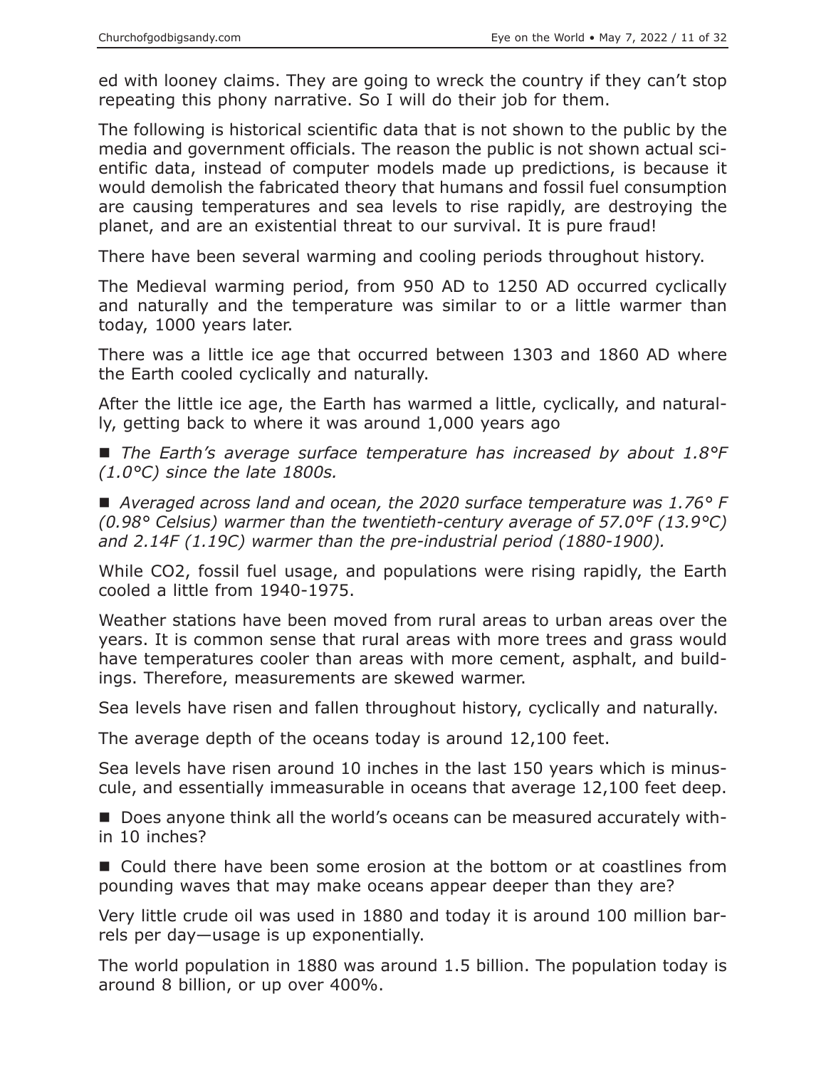ed with looney claims. They are going to wreck the country if they can't stop repeating this phony narrative. So I will do their job for them.

The following is historical scientific data that is not shown to the public by the media and government officials. The reason the public is not shown actual scientific data, instead of computer models made up predictions, is because it would demolish the fabricated theory that humans and fossil fuel consumption are causing temperatures and sea levels to rise rapidly, are destroying the planet, and are an existential threat to our survival. It is pure fraud!

There have been several warming and cooling periods throughout history.

The Medieval warming period, from 950 AD to 1250 AD occurred cyclically and naturally and the temperature was similar to or a little warmer than today, 1000 years later.

There was a little ice age that occurred between 1303 and 1860 AD where the Earth cooled cyclically and naturally.

After the little ice age, the Earth has warmed a little, cyclically, and naturally, getting back to where it was around 1,000 years ago

- *The Earth's average surface temperature has increased by about 1.8°F (1.0°C) since the late 1800s.*

- *Averaged across land and ocean, the 2020 surface temperature was 1.76° F (0.98° Celsius) warmer than the twentieth-century average of 57.0°F (13.9°C) and 2.14F (1.19C) warmer than the pre-industrial period (1880-1900).*

While $CO_2$, fossil fuel usage, and populations were rising rapidly, the Earth cooled a little from 1940-1975.

Weather stations have been moved from rural areas to urban areas over the years. It is common sense that rural areas with more trees and grass would have temperatures cooler than areas with more cement, asphalt, and buildings. Therefore, measurements are skewed warmer.

Sea levels have risen and fallen throughout history, cyclically and naturally.

The average depth of the oceans today is around 12,100 feet.

Sea levels have risen around 10 inches in the last 150 years which is minuscule, and essentially immeasurable in oceans that average 12,100 feet deep.

- Does anyone think all the world's oceans can be measured accurately within 10 inches?

- Could there have been some erosion at the bottom or at coastlines from pounding waves that may make oceans appear deeper than they are?

Very little crude oil was used in 1880 and today it is around 100 million barrels per day—usage is up exponentially.

The world population in 1880 was around 1.5 billion. The population today is around 8 billion, or up over 400%.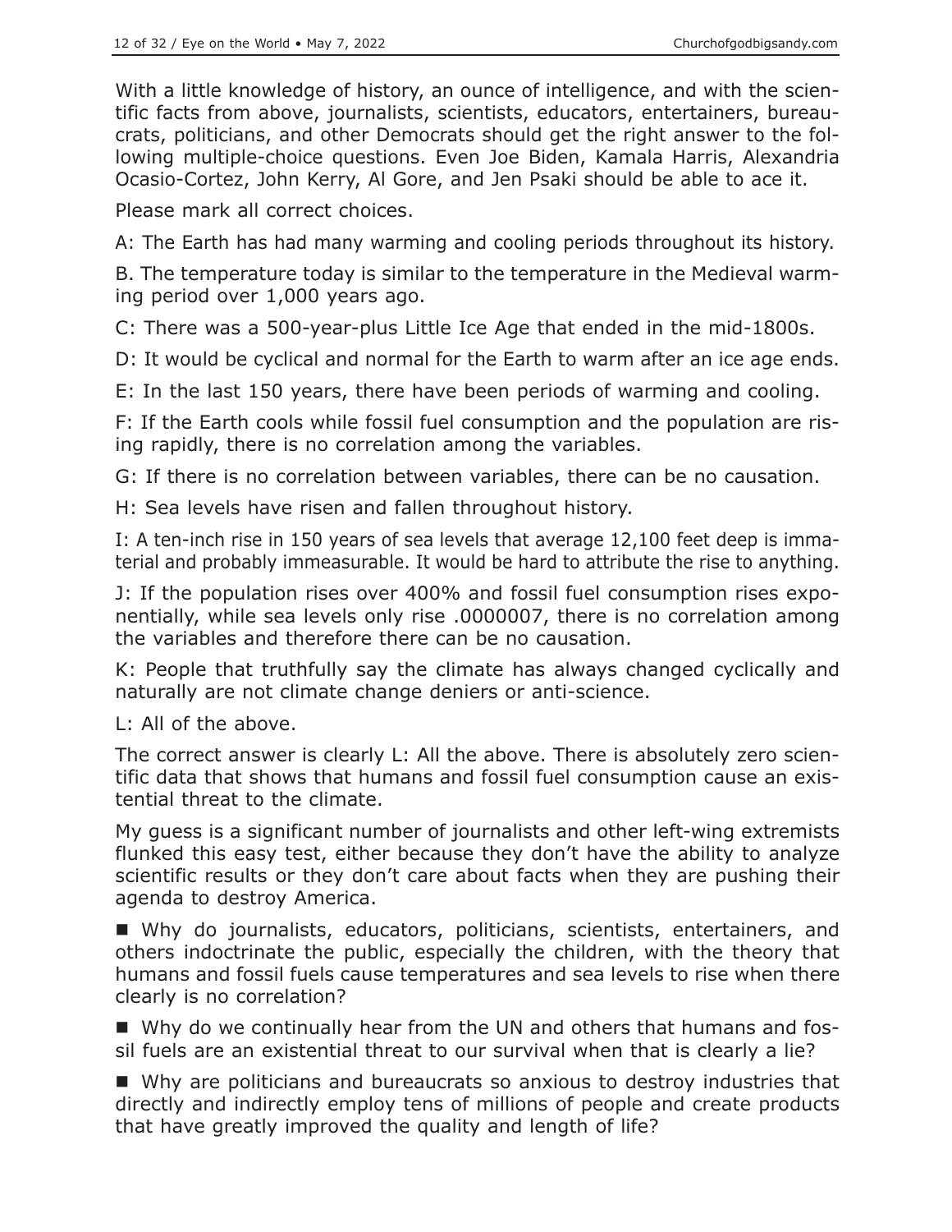With a little knowledge of history, an ounce of intelligence, and with the scientific facts from above, journalists, scientists, educators, entertainers, bureaucrats, politicians, and other Democrats should get the right answer to the following multiple-choice questions. Even Joe Biden, Kamala Harris, Alexandria Ocasio-Cortez, John Kerry, Al Gore, and Jen Psaki should be able to ace it.

Please mark all correct choices.

A: The Earth has had many warming and cooling periods throughout its history.

B. The temperature today is similar to the temperature in the Medieval warming period over 1,000 years ago.

C: There was a 500-year-plus Little Ice Age that ended in the mid-1800s.

D: It would be cyclical and normal for the Earth to warm after an ice age ends.

E: In the last 150 years, there have been periods of warming and cooling.

F: If the Earth cools while fossil fuel consumption and the population are rising rapidly, there is no correlation among the variables.

G: If there is no correlation between variables, there can be no causation.

H: Sea levels have risen and fallen throughout history.

I: A ten-inch rise in 150 years of sea levels that average 12,100 feet deep is immaterial and probably immeasurable. It would be hard to attribute the rise to anything.

J: If the population rises over 400% and fossil fuel consumption rises exponentially, while sea levels only rise .0000007, there is no correlation among the variables and therefore there can be no causation.

K: People that truthfully say the climate has always changed cyclically and naturally are not climate change deniers or anti-science.

L: All of the above.

The correct answer is clearly L: All the above. There is absolutely zero scientific data that shows that humans and fossil fuel consumption cause an existential threat to the climate.

My guess is a significant number of journalists and other left-wing extremists flunked this easy test, either because they don't have the ability to analyze scientific results or they don't care about facts when they are pushing their agenda to destroy America.

- Why do journalists, educators, politicians, scientists, entertainers, and others indoctrinate the public, especially the children, with the theory that humans and fossil fuels cause temperatures and sea levels to rise when there clearly is no correlation?

- Why do we continually hear from the UN and others that humans and fossil fuels are an existential threat to our survival when that is clearly a lie?

- Why are politicians and bureaucrats so anxious to destroy industries that directly and indirectly employ tens of millions of people and create products that have greatly improved the quality and length of life?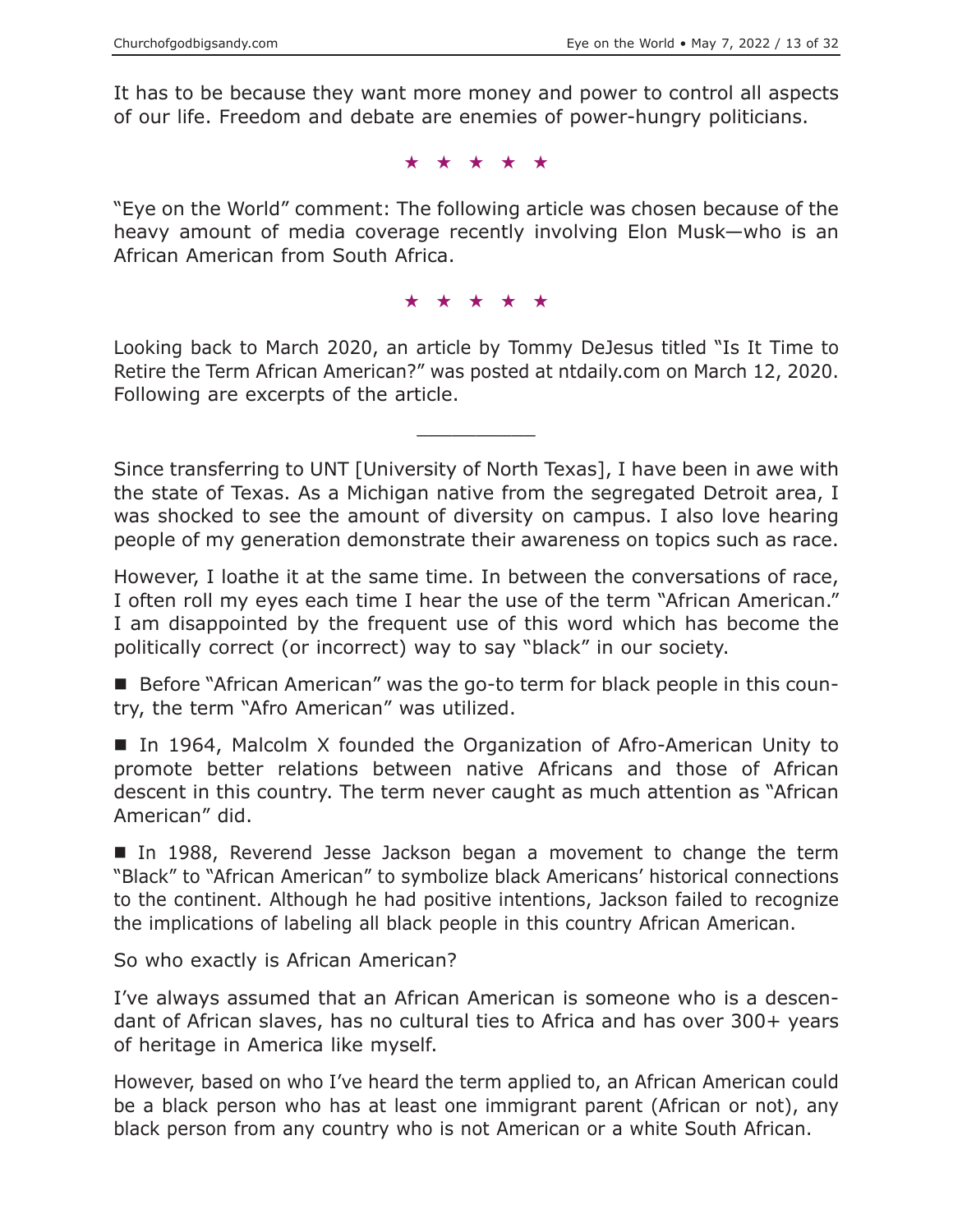It has to be because they want more money and power to control all aspects of our life. Freedom and debate are enemies of power-hungry politicians.

★ ★ ★ ★ ★

"Eye on the World" comment: The following article was chosen because of the heavy amount of media coverage recently involving Elon Musk—who is an African American from South Africa.

★ ★ ★ ★ ★

Looking back to March 2020, an article by Tommy DeJesus titled "Is It Time to Retire the Term African American?" was posted at ntdaily.com on March 12, 2020. Following are excerpts of the article.

---

Since transferring to UNT [University of North Texas], I have been in awe with the state of Texas. As a Michigan native from the segregated Detroit area, I was shocked to see the amount of diversity on campus. I also love hearing people of my generation demonstrate their awareness on topics such as race.

However, I loathe it at the same time. In between the conversations of race, I often roll my eyes each time I hear the use of the term "African American." I am disappointed by the frequent use of this word which has become the politically correct (or incorrect) way to say "black" in our society.

- Before "African American" was the go-to term for black people in this country, the term "Afro American" was utilized.

- In 1964, Malcolm X founded the Organization of Afro-American Unity to promote better relations between native Africans and those of African descent in this country. The term never caught as much attention as "African American" did.

- In 1988, Reverend Jesse Jackson began a movement to change the term "Black" to "African American" to symbolize black Americans' historical connections to the continent. Although he had positive intentions, Jackson failed to recognize the implications of labeling all black people in this country African American.

So who exactly is African American?

I've always assumed that an African American is someone who is a descendant of African slaves, has no cultural ties to Africa and has over 300+ years of heritage in America like myself.

However, based on who I've heard the term applied to, an African American could be a black person who has at least one immigrant parent (African or not), any black person from any country who is not American or a white South African.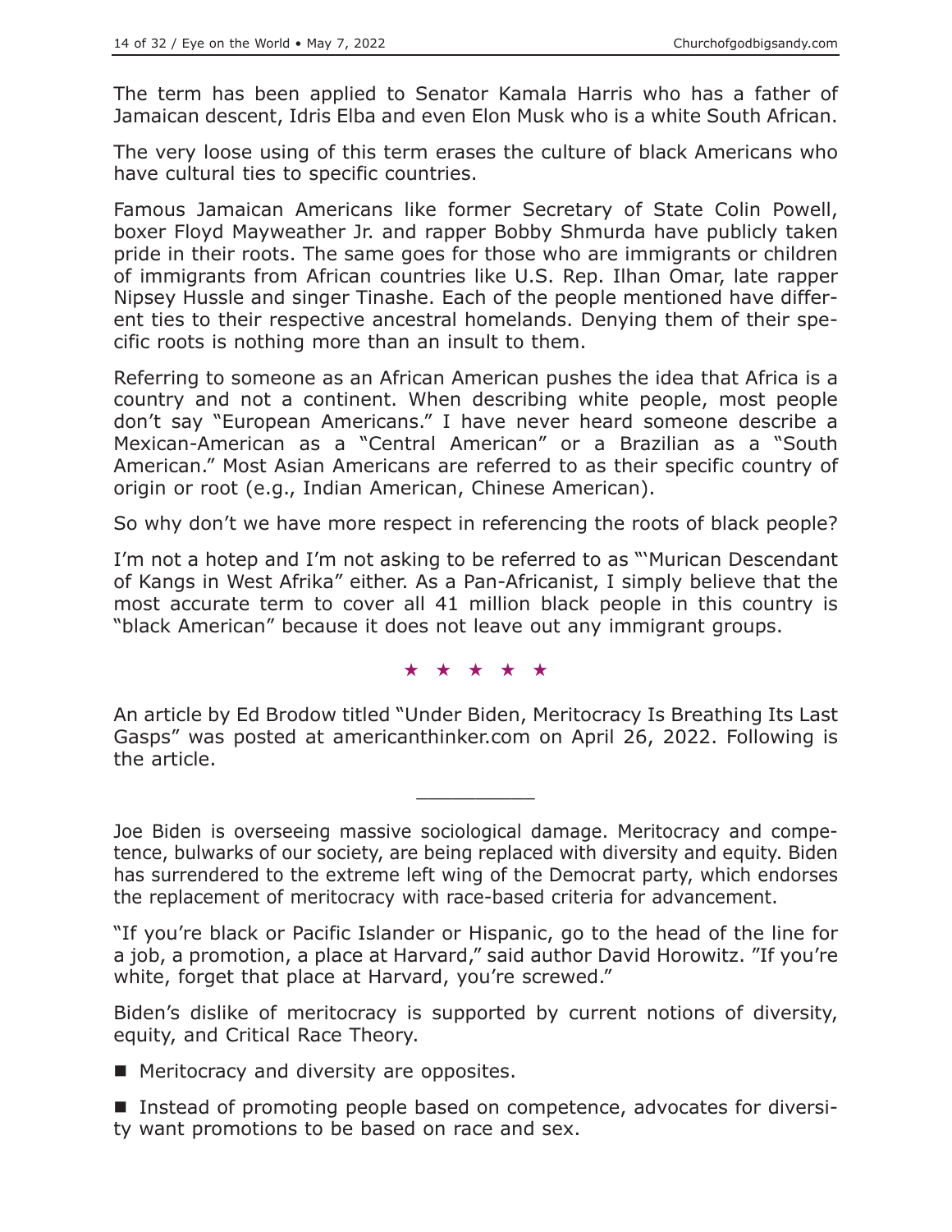The term has been applied to Senator Kamala Harris who has a father of Jamaican descent, Idris Elba and even Elon Musk who is a white South African.

The very loose using of this term erases the culture of black Americans who have cultural ties to specific countries.

Famous Jamaican Americans like former Secretary of State Colin Powell, boxer Floyd Mayweather Jr. and rapper Bobby Shmurda have publicly taken pride in their roots. The same goes for those who are immigrants or children of immigrants from African countries like U.S. Rep. Ilhan Omar, late rapper Nipsey Hussle and singer Tinashe. Each of the people mentioned have different ties to their respective ancestral homelands. Denying them of their specific roots is nothing more than an insult to them.

Referring to someone as an African American pushes the idea that Africa is a country and not a continent. When describing white people, most people don't say "European Americans." I have never heard someone describe a Mexican-American as a "Central American" or a Brazilian as a "South American." Most Asian Americans are referred to as their specific country of origin or root (e.g., Indian American, Chinese American).

So why don't we have more respect in referencing the roots of black people?

I'm not a hotep and I'm not asking to be referred to as "'Murican Descendant of Kangs in West Afrika" either. As a Pan-Africanist, I simply believe that the most accurate term to cover all 41 million black people in this country is "black American" because it does not leave out any immigrant groups.

★ ★ ★ ★ ★

An article by Ed Brodow titled "Under Biden, Meritocracy Is Breathing Its Last Gasps" was posted at americanthinker.com on April 26, 2022. Following is the article.

---

Joe Biden is overseeing massive sociological damage. Meritocracy and competence, bulwarks of our society, are being replaced with diversity and equity. Biden has surrendered to the extreme left wing of the Democrat party, which endorses the replacement of meritocracy with race-based criteria for advancement.

"If you're black or Pacific Islander or Hispanic, go to the head of the line for a job, a promotion, a place at Harvard," said author David Horowitz. "If you're white, forget that place at Harvard, you're screwed."

Biden's dislike of meritocracy is supported by current notions of diversity, equity, and Critical Race Theory.

- Meritocracy and diversity are opposites.
- Instead of promoting people based on competence, advocates for diversity want promotions to be based on race and sex.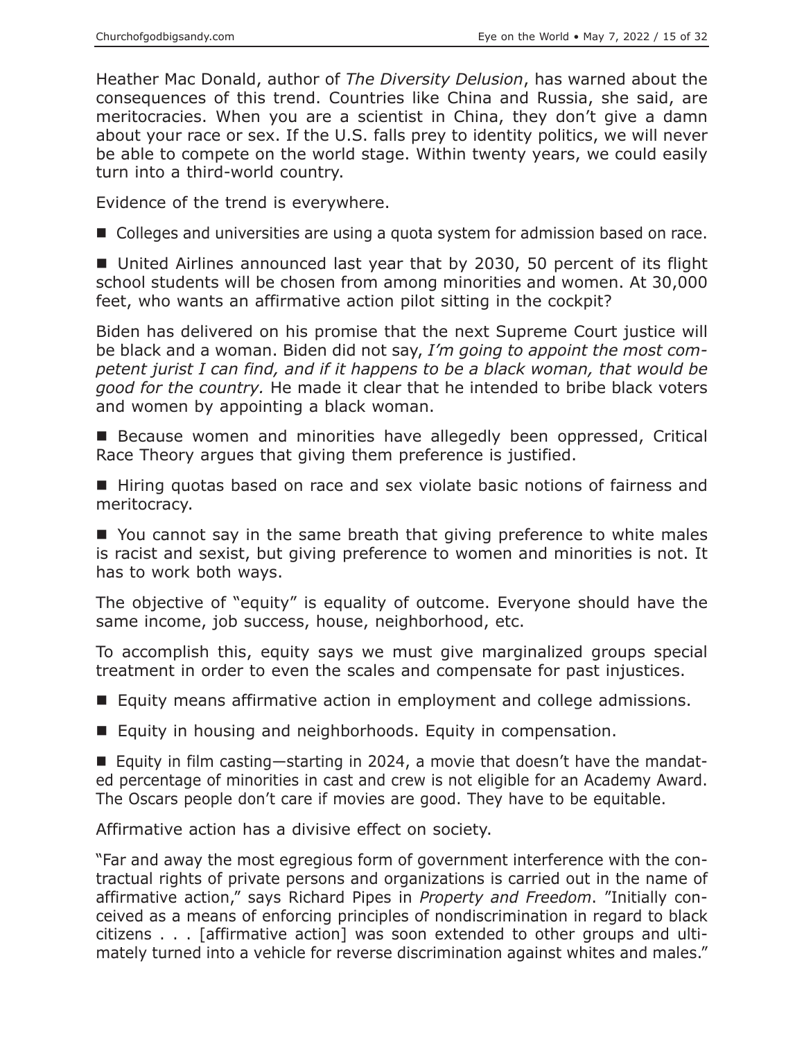Heather Mac Donald, author of *The Diversity Delusion*, has warned about the consequences of this trend. Countries like China and Russia, she said, are meritocracies. When you are a scientist in China, they don't give a damn about your race or sex. If the U.S. falls prey to identity politics, we will never be able to compete on the world stage. Within twenty years, we could easily turn into a third-world country.

Evidence of the trend is everywhere.

- Colleges and universities are using a quota system for admission based on race.

- United Airlines announced last year that by 2030, 50 percent of its flight school students will be chosen from among minorities and women. At 30,000 feet, who wants an affirmative action pilot sitting in the cockpit?

Biden has delivered on his promise that the next Supreme Court justice will be black and a woman. Biden did not say, *I'm going to appoint the most competent jurist I can find, and if it happens to be a black woman, that would be good for the country.* He made it clear that he intended to bribe black voters and women by appointing a black woman.

- Because women and minorities have allegedly been oppressed, Critical Race Theory argues that giving them preference is justified.

- Hiring quotas based on race and sex violate basic notions of fairness and meritocracy.

- You cannot say in the same breath that giving preference to white males is racist and sexist, but giving preference to women and minorities is not. It has to work both ways.

The objective of "equity" is equality of outcome. Everyone should have the same income, job success, house, neighborhood, etc.

To accomplish this, equity says we must give marginalized groups special treatment in order to even the scales and compensate for past injustices.

- Equity means affirmative action in employment and college admissions.

- Equity in housing and neighborhoods. Equity in compensation.

- Equity in film casting—starting in 2024, a movie that doesn't have the mandated percentage of minorities in cast and crew is not eligible for an Academy Award. The Oscars people don't care if movies are good. They have to be equitable.

Affirmative action has a divisive effect on society.

"Far and away the most egregious form of government interference with the contractual rights of private persons and organizations is carried out in the name of affirmative action," says Richard Pipes in *Property and Freedom*. "Initially conceived as a means of enforcing principles of nondiscrimination in regard to black citizens . . . [affirmative action] was soon extended to other groups and ultimately turned into a vehicle for reverse discrimination against whites and males."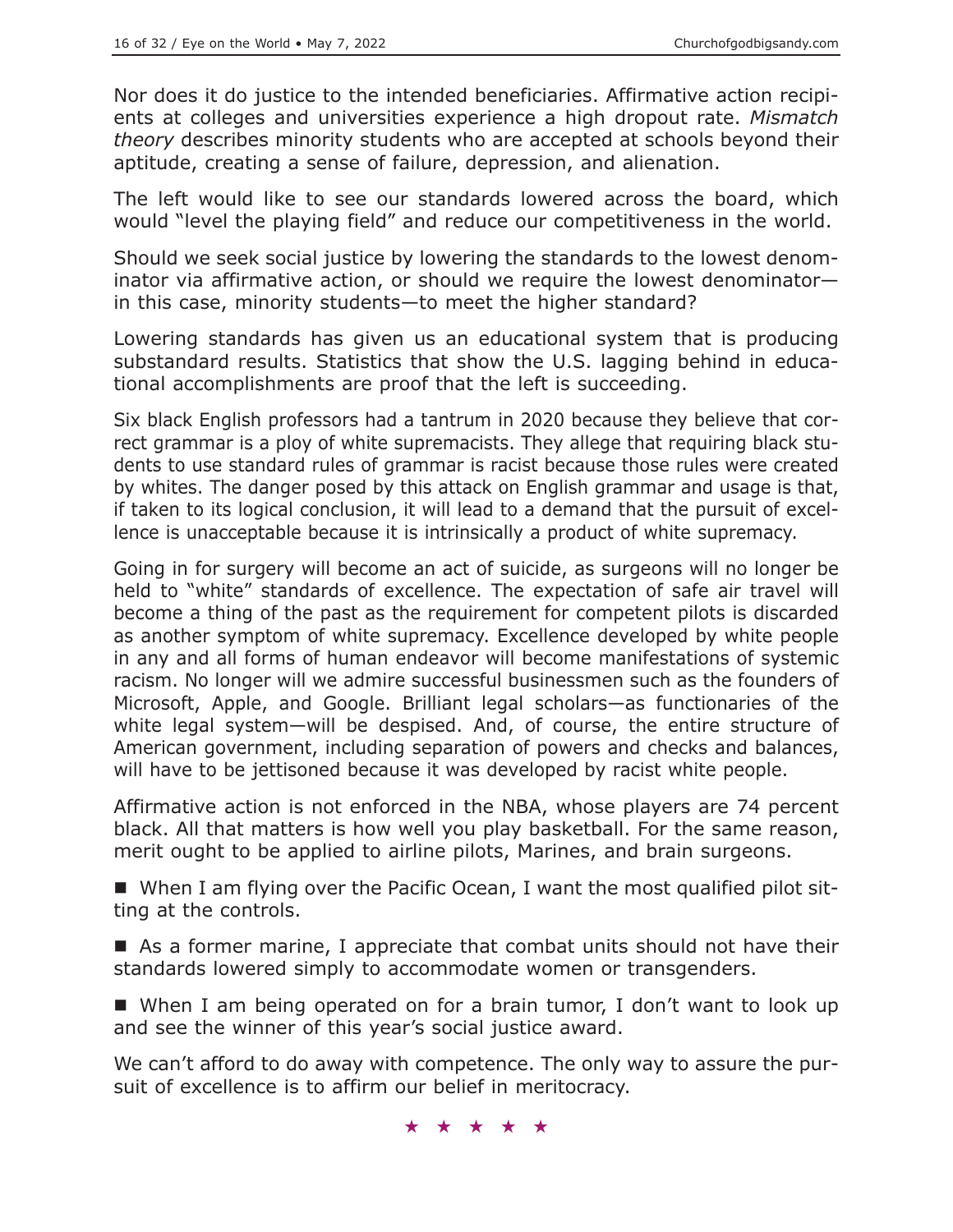Nor does it do justice to the intended beneficiaries. Affirmative action recipients at colleges and universities experience a high dropout rate. *Mismatch theory* describes minority students who are accepted at schools beyond their aptitude, creating a sense of failure, depression, and alienation.

The left would like to see our standards lowered across the board, which would "level the playing field" and reduce our competitiveness in the world.

Should we seek social justice by lowering the standards to the lowest denominator via affirmative action, or should we require the lowest denominator—in this case, minority students—to meet the higher standard?

Lowering standards has given us an educational system that is producing substandard results. Statistics that show the U.S. lagging behind in educational accomplishments are proof that the left is succeeding.

Six black English professors had a tantrum in 2020 because they believe that correct grammar is a ploy of white supremacists. They allege that requiring black students to use standard rules of grammar is racist because those rules were created by whites. The danger posed by this attack on English grammar and usage is that, if taken to its logical conclusion, it will lead to a demand that the pursuit of excellence is unacceptable because it is intrinsically a product of white supremacy.

Going in for surgery will become an act of suicide, as surgeons will no longer be held to "white" standards of excellence. The expectation of safe air travel will become a thing of the past as the requirement for competent pilots is discarded as another symptom of white supremacy. Excellence developed by white people in any and all forms of human endeavor will become manifestations of systemic racism. No longer will we admire successful businessmen such as the founders of Microsoft, Apple, and Google. Brilliant legal scholars—as functionaries of the white legal system—will be despised. And, of course, the entire structure of American government, including separation of powers and checks and balances, will have to be jettisoned because it was developed by racist white people.

Affirmative action is not enforced in the NBA, whose players are 74 percent black. All that matters is how well you play basketball. For the same reason, merit ought to be applied to airline pilots, Marines, and brain surgeons.

- When I am flying over the Pacific Ocean, I want the most qualified pilot sitting at the controls.
- As a former marine, I appreciate that combat units should not have their standards lowered simply to accommodate women or transgenders.
- When I am being operated on for a brain tumor, I don't want to look up and see the winner of this year's social justice award.

We can't afford to do away with competence. The only way to assure the pursuit of excellence is to affirm our belief in meritocracy.

★ ★ ★ ★ ★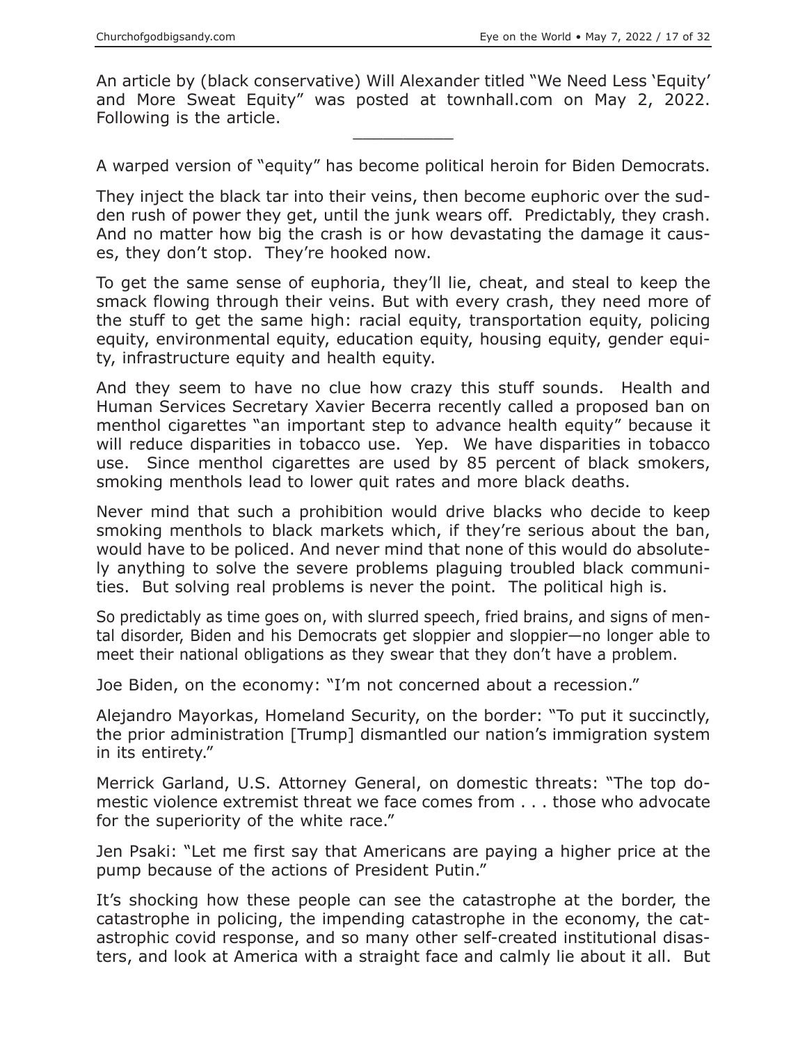An article by (black conservative) Will Alexander titled "We Need Less 'Equity' and More Sweat Equity" was posted at townhall.com on May 2, 2022. Following is the article.

---

A warped version of "equity" has become political heroin for Biden Democrats.

They inject the black tar into their veins, then become euphoric over the sudden rush of power they get, until the junk wears off. Predictably, they crash. And no matter how big the crash is or how devastating the damage it causes, they don't stop. They're hooked now.

To get the same sense of euphoria, they'll lie, cheat, and steal to keep the smack flowing through their veins. But with every crash, they need more of the stuff to get the same high: racial equity, transportation equity, policing equity, environmental equity, education equity, housing equity, gender equity, infrastructure equity and health equity.

And they seem to have no clue how crazy this stuff sounds. Health and Human Services Secretary Xavier Becerra recently called a proposed ban on menthol cigarettes "an important step to advance health equity" because it will reduce disparities in tobacco use. Yep. We have disparities in tobacco use. Since menthol cigarettes are used by 85 percent of black smokers, smoking menthols lead to lower quit rates and more black deaths.

Never mind that such a prohibition would drive blacks who decide to keep smoking menthols to black markets which, if they're serious about the ban, would have to be policed. And never mind that none of this would do absolutely anything to solve the severe problems plaguing troubled black communities. But solving real problems is never the point. The political high is.

So predictably as time goes on, with slurred speech, fried brains, and signs of mental disorder, Biden and his Democrats get sloppier and sloppier—no longer able to meet their national obligations as they swear that they don't have a problem.

Joe Biden, on the economy: "I'm not concerned about a recession."

Alejandro Mayorkas, Homeland Security, on the border: "To put it succinctly, the prior administration [Trump] dismantled our nation's immigration system in its entirety."

Merrick Garland, U.S. Attorney General, on domestic threats: "The top domestic violence extremist threat we face comes from . . . those who advocate for the superiority of the white race."

Jen Psaki: "Let me first say that Americans are paying a higher price at the pump because of the actions of President Putin."

It's shocking how these people can see the catastrophe at the border, the catastrophe in policing, the impending catastrophe in the economy, the catastrophic covid response, and so many other self-created institutional disasters, and look at America with a straight face and calmly lie about it all. But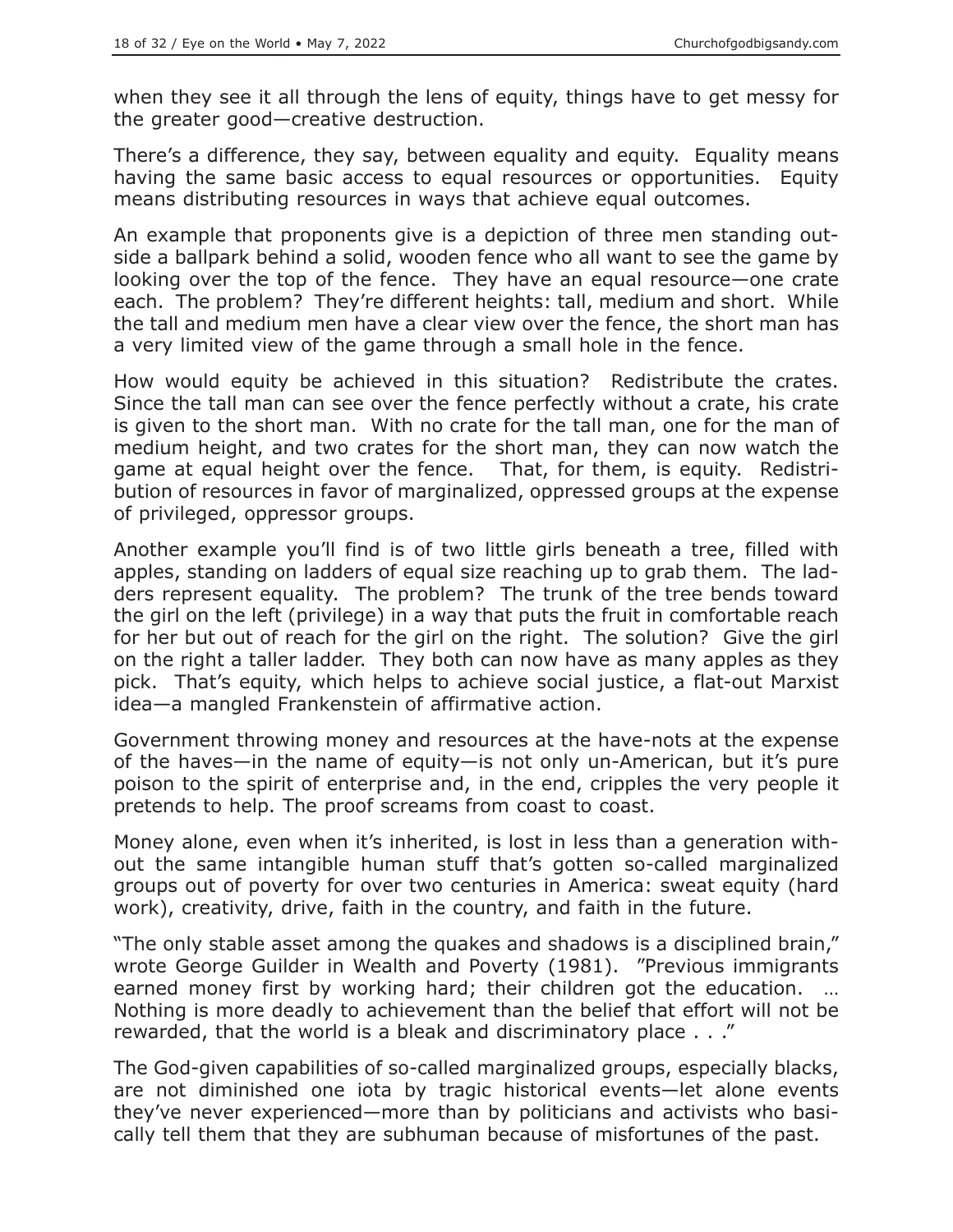when they see it all through the lens of equity, things have to get messy for the greater good—creative destruction.

There's a difference, they say, between equality and equity. Equality means having the same basic access to equal resources or opportunities. Equity means distributing resources in ways that achieve equal outcomes.

An example that proponents give is a depiction of three men standing outside a ballpark behind a solid, wooden fence who all want to see the game by looking over the top of the fence. They have an equal resource—one crate each. The problem? They're different heights: tall, medium and short. While the tall and medium men have a clear view over the fence, the short man has a very limited view of the game through a small hole in the fence.

How would equity be achieved in this situation? Redistribute the crates. Since the tall man can see over the fence perfectly without a crate, his crate is given to the short man. With no crate for the tall man, one for the man of medium height, and two crates for the short man, they can now watch the game at equal height over the fence. That, for them, is equity. Redistribution of resources in favor of marginalized, oppressed groups at the expense of privileged, oppressor groups.

Another example you'll find is of two little girls beneath a tree, filled with apples, standing on ladders of equal size reaching up to grab them. The ladders represent equality. The problem? The trunk of the tree bends toward the girl on the left (privilege) in a way that puts the fruit in comfortable reach for her but out of reach for the girl on the right. The solution? Give the girl on the right a taller ladder. They both can now have as many apples as they pick. That's equity, which helps to achieve social justice, a flat-out Marxist idea—a mangled Frankenstein of affirmative action.

Government throwing money and resources at the have-nots at the expense of the haves—in the name of equity—is not only un-American, but it's pure poison to the spirit of enterprise and, in the end, cripples the very people it pretends to help. The proof screams from coast to coast.

Money alone, even when it's inherited, is lost in less than a generation without the same intangible human stuff that's gotten so-called marginalized groups out of poverty for over two centuries in America: sweat equity (hard work), creativity, drive, faith in the country, and faith in the future.

"The only stable asset among the quakes and shadows is a disciplined brain," wrote George Guilder in Wealth and Poverty (1981). "Previous immigrants earned money first by working hard; their children got the education. … Nothing is more deadly to achievement than the belief that effort will not be rewarded, that the world is a bleak and discriminatory place . . ."

The God-given capabilities of so-called marginalized groups, especially blacks, are not diminished one iota by tragic historical events—let alone events they've never experienced—more than by politicians and activists who basically tell them that they are subhuman because of misfortunes of the past.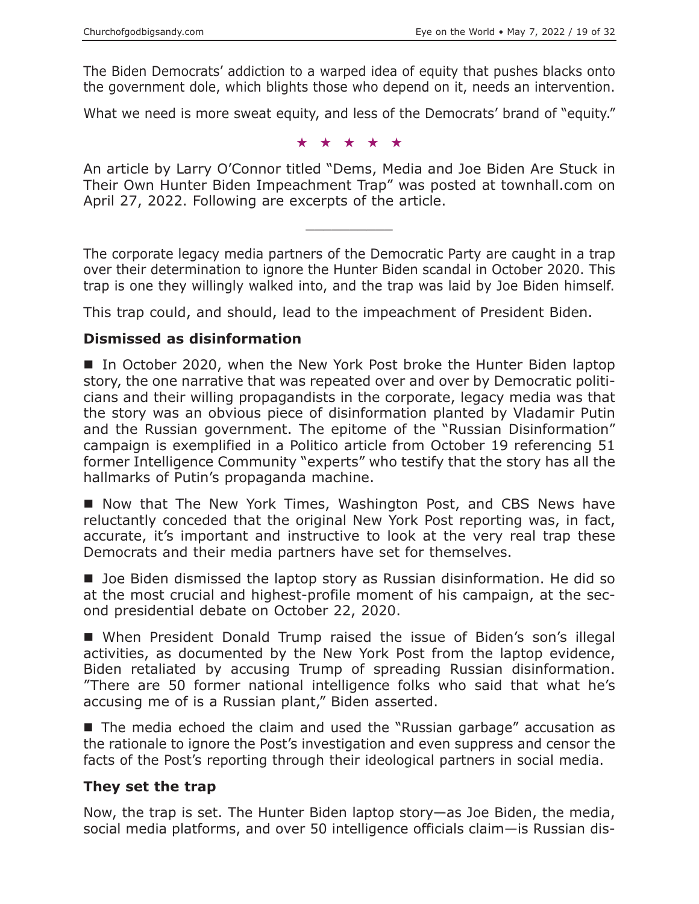The Biden Democrats' addiction to a warped idea of equity that pushes blacks onto the government dole, which blights those who depend on it, needs an intervention.

What we need is more sweat equity, and less of the Democrats' brand of "equity."

★ ★ ★ ★ ★

An article by Larry O'Connor titled "Dems, Media and Joe Biden Are Stuck in Their Own Hunter Biden Impeachment Trap" was posted at townhall.com on April 27, 2022. Following are excerpts of the article.

---

The corporate legacy media partners of the Democratic Party are caught in a trap over their determination to ignore the Hunter Biden scandal in October 2020. This trap is one they willingly walked into, and the trap was laid by Joe Biden himself.

This trap could, and should, lead to the impeachment of President Biden.

**Dismissed as disinformation**

■ In October 2020, when the New York Post broke the Hunter Biden laptop story, the one narrative that was repeated over and over by Democratic politicians and their willing propagandists in the corporate, legacy media was that the story was an obvious piece of disinformation planted by Vladamir Putin and the Russian government. The epitome of the "Russian Disinformation" campaign is exemplified in a Politico article from October 19 referencing 51 former Intelligence Community "experts" who testify that the story has all the hallmarks of Putin's propaganda machine.

■ Now that The New York Times, Washington Post, and CBS News have reluctantly conceded that the original New York Post reporting was, in fact, accurate, it's important and instructive to look at the very real trap these Democrats and their media partners have set for themselves.

■ Joe Biden dismissed the laptop story as Russian disinformation. He did so at the most crucial and highest-profile moment of his campaign, at the second presidential debate on October 22, 2020.

■ When President Donald Trump raised the issue of Biden's son's illegal activities, as documented by the New York Post from the laptop evidence, Biden retaliated by accusing Trump of spreading Russian disinformation. "There are 50 former national intelligence folks who said that what he's accusing me of is a Russian plant," Biden asserted.

■ The media echoed the claim and used the "Russian garbage" accusation as the rationale to ignore the Post's investigation and even suppress and censor the facts of the Post's reporting through their ideological partners in social media.

**They set the trap**

Now, the trap is set. The Hunter Biden laptop story—as Joe Biden, the media, social media platforms, and over 50 intelligence officials claim—is Russian dis-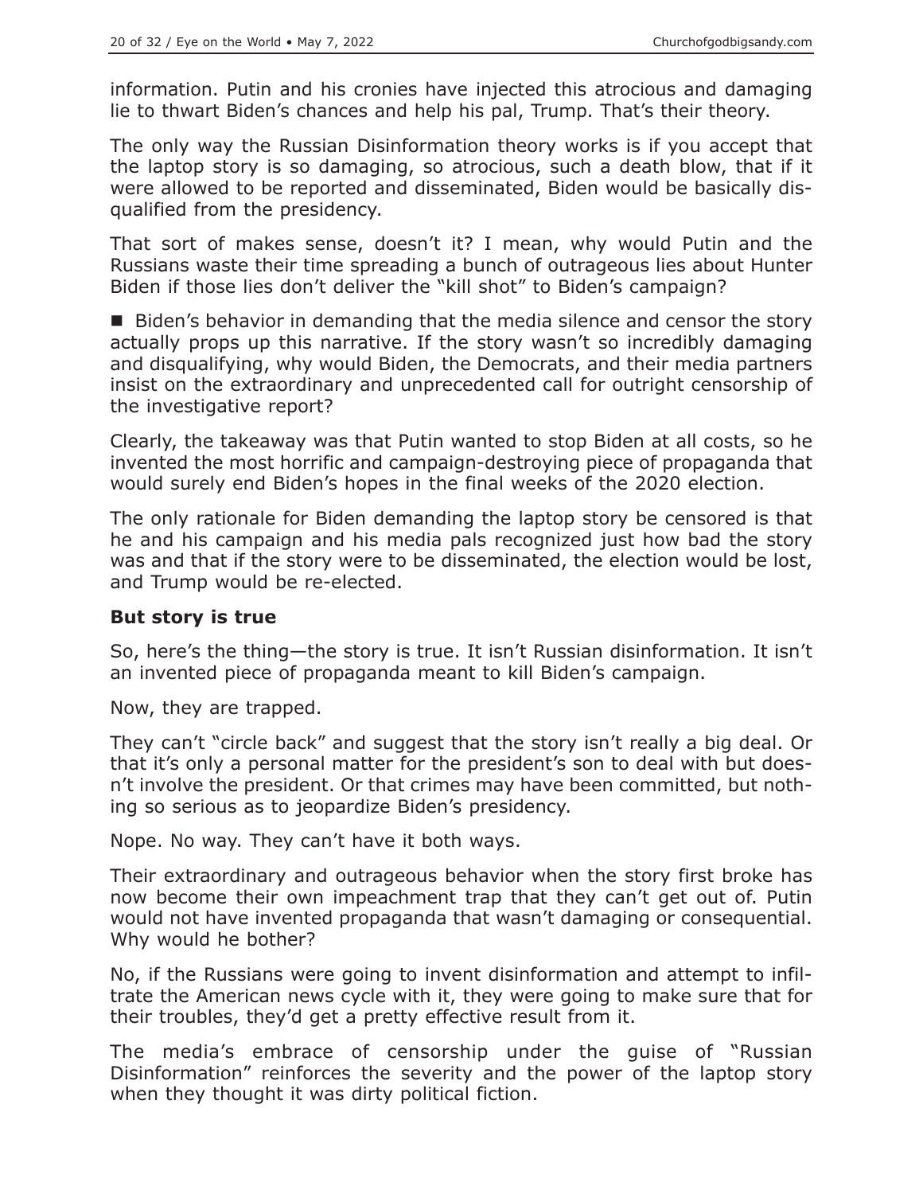information. Putin and his cronies have injected this atrocious and damaging lie to thwart Biden's chances and help his pal, Trump. That's their theory.

The only way the Russian Disinformation theory works is if you accept that the laptop story is so damaging, so atrocious, such a death blow, that if it were allowed to be reported and disseminated, Biden would be basically disqualified from the presidency.

That sort of makes sense, doesn't it? I mean, why would Putin and the Russians waste their time spreading a bunch of outrageous lies about Hunter Biden if those lies don't deliver the "kill shot" to Biden's campaign?

■ Biden's behavior in demanding that the media silence and censor the story actually props up this narrative. If the story wasn't so incredibly damaging and disqualifying, why would Biden, the Democrats, and their media partners insist on the extraordinary and unprecedented call for outright censorship of the investigative report?

Clearly, the takeaway was that Putin wanted to stop Biden at all costs, so he invented the most horrific and campaign-destroying piece of propaganda that would surely end Biden's hopes in the final weeks of the 2020 election.

The only rationale for Biden demanding the laptop story be censored is that he and his campaign and his media pals recognized just how bad the story was and that if the story were to be disseminated, the election would be lost, and Trump would be re-elected.

**But story is true**

So, here's the thing—the story is true. It isn't Russian disinformation. It isn't an invented piece of propaganda meant to kill Biden's campaign.

Now, they are trapped.

They can't "circle back" and suggest that the story isn't really a big deal. Or that it's only a personal matter for the president's son to deal with but doesn't involve the president. Or that crimes may have been committed, but nothing so serious as to jeopardize Biden's presidency.

Nope. No way. They can't have it both ways.

Their extraordinary and outrageous behavior when the story first broke has now become their own impeachment trap that they can't get out of. Putin would not have invented propaganda that wasn't damaging or consequential. Why would he bother?

No, if the Russians were going to invent disinformation and attempt to infiltrate the American news cycle with it, they were going to make sure that for their troubles, they'd get a pretty effective result from it.

The media's embrace of censorship under the guise of "Russian Disinformation" reinforces the severity and the power of the laptop story when they thought it was dirty political fiction.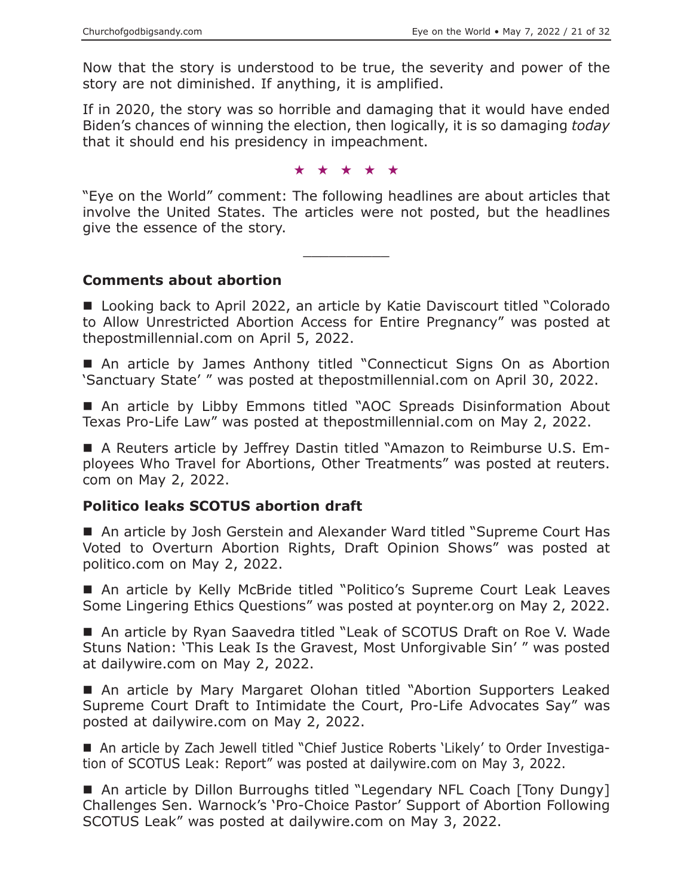Now that the story is understood to be true, the severity and power of the story are not diminished. If anything, it is amplified.

If in 2020, the story was so horrible and damaging that it would have ended Biden's chances of winning the election, then logically, it is so damaging *today* that it should end his presidency in impeachment.

★ ★ ★ ★ ★

"Eye on the World" comment: The following headlines are about articles that involve the United States. The articles were not posted, but the headlines give the essence of the story.

---

### Comments about abortion

■ Looking back to April 2022, an article by Katie Daviscourt titled "Colorado to Allow Unrestricted Abortion Access for Entire Pregnancy" was posted at thepostmillennial.com on April 5, 2022.

■ An article by James Anthony titled "Connecticut Signs On as Abortion 'Sanctuary State' " was posted at thepostmillennial.com on April 30, 2022.

■ An article by Libby Emmons titled "AOC Spreads Disinformation About Texas Pro-Life Law" was posted at thepostmillennial.com on May 2, 2022.

■ A Reuters article by Jeffrey Dastin titled "Amazon to Reimburse U.S. Employees Who Travel for Abortions, Other Treatments" was posted at reuters.com on May 2, 2022.

### Politico leaks SCOTUS abortion draft

■ An article by Josh Gerstein and Alexander Ward titled "Supreme Court Has Voted to Overturn Abortion Rights, Draft Opinion Shows" was posted at politico.com on May 2, 2022.

■ An article by Kelly McBride titled "Politico's Supreme Court Leak Leaves Some Lingering Ethics Questions" was posted at poynter.org on May 2, 2022.

■ An article by Ryan Saavedra titled "Leak of SCOTUS Draft on Roe V. Wade Stuns Nation: 'This Leak Is the Gravest, Most Unforgivable Sin' " was posted at dailywire.com on May 2, 2022.

■ An article by Mary Margaret Olohan titled "Abortion Supporters Leaked Supreme Court Draft to Intimidate the Court, Pro-Life Advocates Say" was posted at dailywire.com on May 2, 2022.

■ An article by Zach Jewell titled "Chief Justice Roberts 'Likely' to Order Investigation of SCOTUS Leak: Report" was posted at dailywire.com on May 3, 2022.

■ An article by Dillon Burroughs titled "Legendary NFL Coach [Tony Dungy] Challenges Sen. Warnock's 'Pro-Choice Pastor' Support of Abortion Following SCOTUS Leak" was posted at dailywire.com on May 3, 2022.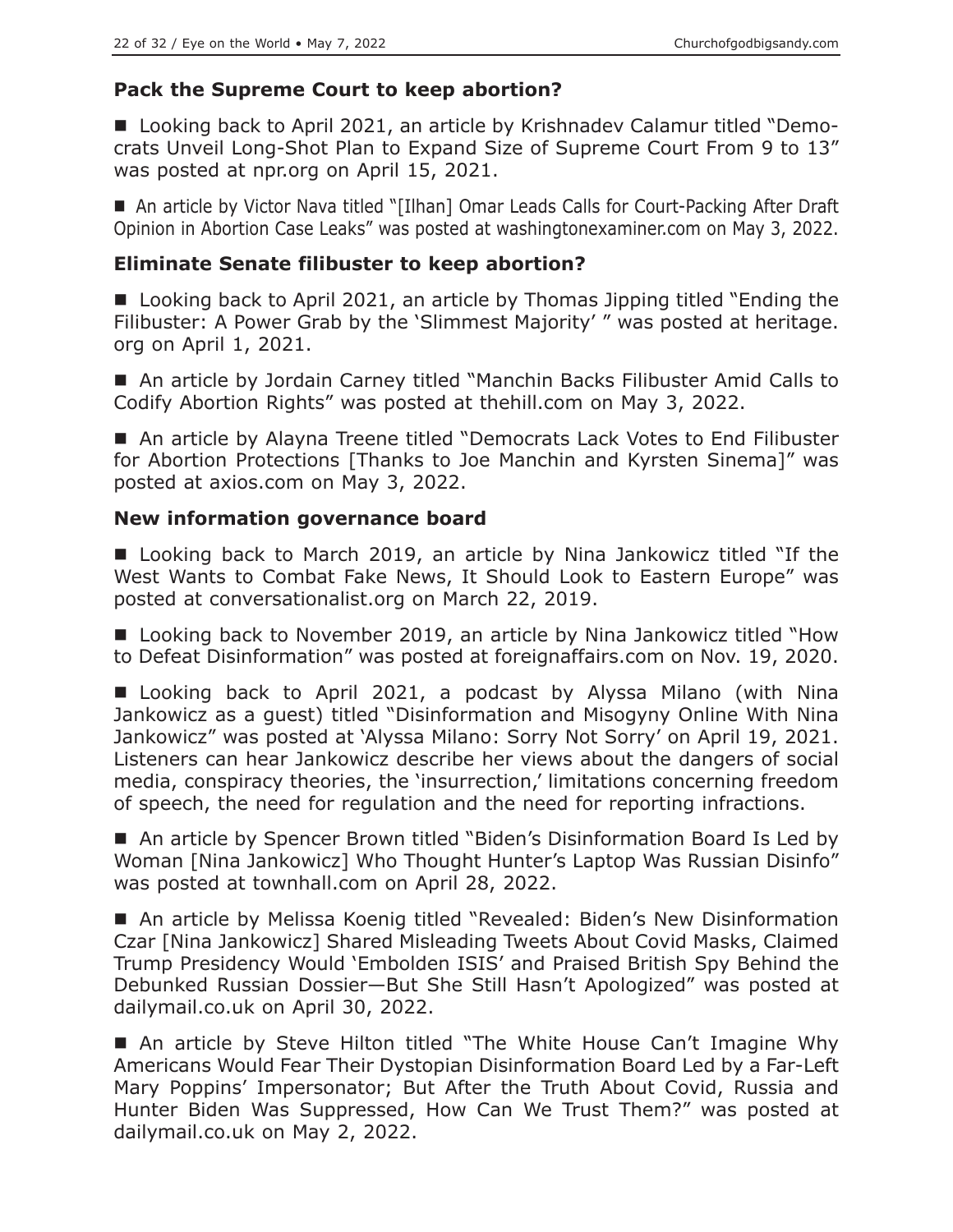### Pack the Supreme Court to keep abortion?

■ Looking back to April 2021, an article by Krishnadev Calamur titled "Democrats Unveil Long-Shot Plan to Expand Size of Supreme Court From 9 to 13" was posted at npr.org on April 15, 2021.

■ An article by Victor Nava titled "[Ilhan] Omar Leads Calls for Court-Packing After Draft Opinion in Abortion Case Leaks" was posted at washingtonexaminer.com on May 3, 2022.

### Eliminate Senate filibuster to keep abortion?

■ Looking back to April 2021, an article by Thomas Jipping titled "Ending the Filibuster: A Power Grab by the 'Slimmest Majority' " was posted at heritage.org on April 1, 2021.

■ An article by Jordain Carney titled "Manchin Backs Filibuster Amid Calls to Codify Abortion Rights" was posted at thehill.com on May 3, 2022.

■ An article by Alayna Treene titled "Democrats Lack Votes to End Filibuster for Abortion Protections [Thanks to Joe Manchin and Kyrsten Sinema]" was posted at axios.com on May 3, 2022.

### New information governance board

■ Looking back to March 2019, an article by Nina Jankowicz titled "If the West Wants to Combat Fake News, It Should Look to Eastern Europe" was posted at conversationalist.org on March 22, 2019.

■ Looking back to November 2019, an article by Nina Jankowicz titled "How to Defeat Disinformation" was posted at foreignaffairs.com on Nov. 19, 2020.

■ Looking back to April 2021, a podcast by Alyssa Milano (with Nina Jankowicz as a guest) titled "Disinformation and Misogyny Online With Nina Jankowicz" was posted at 'Alyssa Milano: Sorry Not Sorry' on April 19, 2021. Listeners can hear Jankowicz describe her views about the dangers of social media, conspiracy theories, the 'insurrection,' limitations concerning freedom of speech, the need for regulation and the need for reporting infractions.

■ An article by Spencer Brown titled "Biden's Disinformation Board Is Led by Woman [Nina Jankowicz] Who Thought Hunter's Laptop Was Russian Disinfo" was posted at townhall.com on April 28, 2022.

■ An article by Melissa Koenig titled "Revealed: Biden's New Disinformation Czar [Nina Jankowicz] Shared Misleading Tweets About Covid Masks, Claimed Trump Presidency Would 'Embolden ISIS' and Praised British Spy Behind the Debunked Russian Dossier—But She Still Hasn't Apologized" was posted at dailymail.co.uk on April 30, 2022.

■ An article by Steve Hilton titled "The White House Can't Imagine Why Americans Would Fear Their Dystopian Disinformation Board Led by a Far-Left Mary Poppins' Impersonator; But After the Truth About Covid, Russia and Hunter Biden Was Suppressed, How Can We Trust Them?" was posted at dailymail.co.uk on May 2, 2022.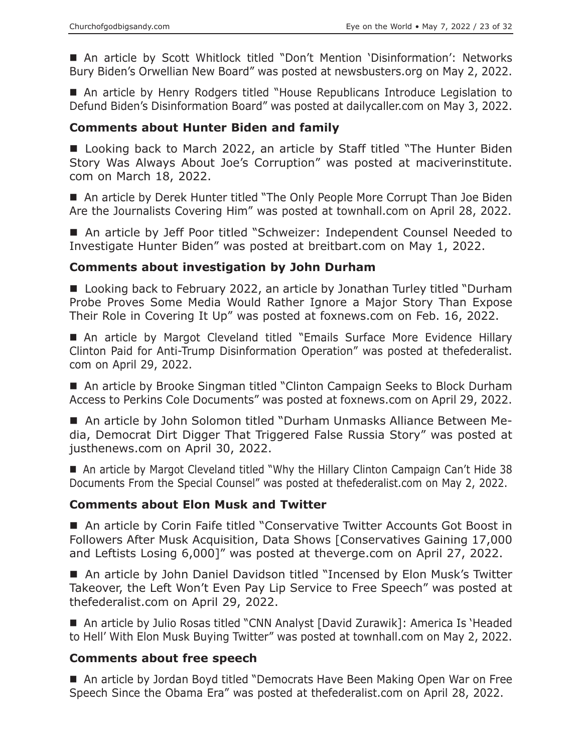■ An article by Scott Whitlock titled "Don't Mention 'Disinformation': Networks Bury Biden's Orwellian New Board" was posted at newsbusters.org on May 2, 2022.

■ An article by Henry Rodgers titled "House Republicans Introduce Legislation to Defund Biden's Disinformation Board" was posted at dailycaller.com on May 3, 2022.

### Comments about Hunter Biden and family

■ Looking back to March 2022, an article by Staff titled "The Hunter Biden Story Was Always About Joe's Corruption" was posted at maciverinstitute.com on March 18, 2022.

■ An article by Derek Hunter titled "The Only People More Corrupt Than Joe Biden Are the Journalists Covering Him" was posted at townhall.com on April 28, 2022.

■ An article by Jeff Poor titled "Schweizer: Independent Counsel Needed to Investigate Hunter Biden" was posted at breitbart.com on May 1, 2022.

### Comments about investigation by John Durham

■ Looking back to February 2022, an article by Jonathan Turley titled "Durham Probe Proves Some Media Would Rather Ignore a Major Story Than Expose Their Role in Covering It Up" was posted at foxnews.com on Feb. 16, 2022.

■ An article by Margot Cleveland titled "Emails Surface More Evidence Hillary Clinton Paid for Anti-Trump Disinformation Operation" was posted at thefederalist.com on April 29, 2022.

■ An article by Brooke Singman titled "Clinton Campaign Seeks to Block Durham Access to Perkins Cole Documents" was posted at foxnews.com on April 29, 2022.

■ An article by John Solomon titled "Durham Unmasks Alliance Between Media, Democrat Dirt Digger That Triggered False Russia Story" was posted at justhenews.com on April 30, 2022.

■ An article by Margot Cleveland titled "Why the Hillary Clinton Campaign Can't Hide 38 Documents From the Special Counsel" was posted at thefederalist.com on May 2, 2022.

### Comments about Elon Musk and Twitter

■ An article by Corin Faife titled "Conservative Twitter Accounts Got Boost in Followers After Musk Acquisition, Data Shows [Conservatives Gaining 17,000 and Leftists Losing 6,000]" was posted at theverge.com on April 27, 2022.

■ An article by John Daniel Davidson titled "Incensed by Elon Musk's Twitter Takeover, the Left Won't Even Pay Lip Service to Free Speech" was posted at thefederalist.com on April 29, 2022.

■ An article by Julio Rosas titled "CNN Analyst [David Zurawik]: America Is 'Headed to Hell' With Elon Musk Buying Twitter" was posted at townhall.com on May 2, 2022.

### Comments about free speech

■ An article by Jordan Boyd titled "Democrats Have Been Making Open War on Free Speech Since the Obama Era" was posted at thefederalist.com on April 28, 2022.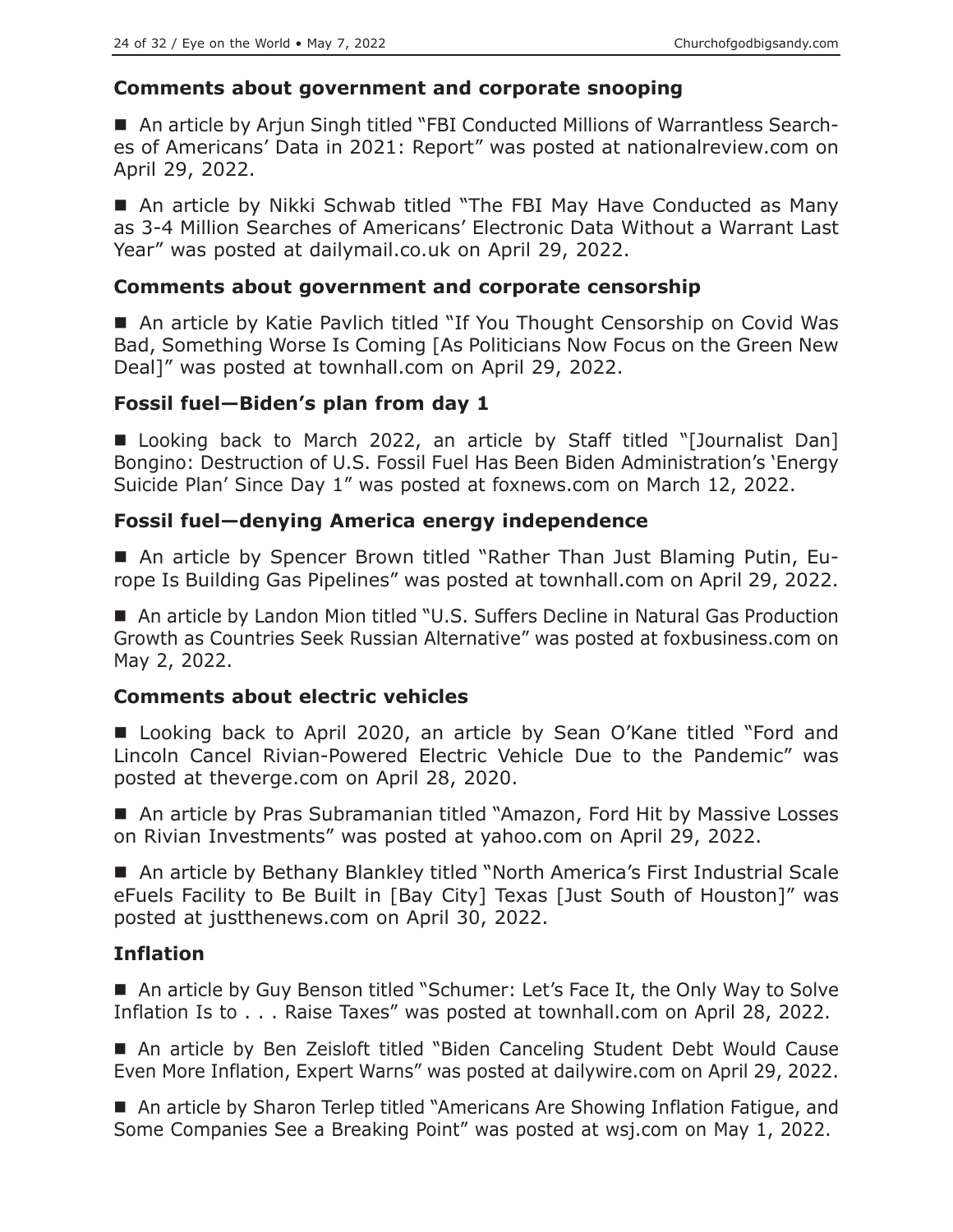### Comments about government and corporate snooping

■ An article by Arjun Singh titled "FBI Conducted Millions of Warrantless Searches of Americans' Data in 2021: Report" was posted at nationalreview.com on April 29, 2022.

■ An article by Nikki Schwab titled "The FBI May Have Conducted as Many as 3-4 Million Searches of Americans' Electronic Data Without a Warrant Last Year" was posted at dailymail.co.uk on April 29, 2022.

### Comments about government and corporate censorship

■ An article by Katie Pavlich titled "If You Thought Censorship on Covid Was Bad, Something Worse Is Coming [As Politicians Now Focus on the Green New Deal]" was posted at townhall.com on April 29, 2022.

### Fossil fuel—Biden's plan from day 1

■ Looking back to March 2022, an article by Staff titled "[Journalist Dan] Bongino: Destruction of U.S. Fossil Fuel Has Been Biden Administration's 'Energy Suicide Plan' Since Day 1" was posted at foxnews.com on March 12, 2022.

### Fossil fuel—denying America energy independence

■ An article by Spencer Brown titled "Rather Than Just Blaming Putin, Europe Is Building Gas Pipelines" was posted at townhall.com on April 29, 2022.

■ An article by Landon Mion titled "U.S. Suffers Decline in Natural Gas Production Growth as Countries Seek Russian Alternative" was posted at foxbusiness.com on May 2, 2022.

### Comments about electric vehicles

■ Looking back to April 2020, an article by Sean O'Kane titled "Ford and Lincoln Cancel Rivian-Powered Electric Vehicle Due to the Pandemic" was posted at theverge.com on April 28, 2020.

■ An article by Pras Subramanian titled "Amazon, Ford Hit by Massive Losses on Rivian Investments" was posted at yahoo.com on April 29, 2022.

■ An article by Bethany Blankley titled "North America's First Industrial Scale eFuels Facility to Be Built in [Bay City] Texas [Just South of Houston]" was posted at justthenews.com on April 30, 2022.

### Inflation

■ An article by Guy Benson titled "Schumer: Let's Face It, the Only Way to Solve Inflation Is to . . . Raise Taxes" was posted at townhall.com on April 28, 2022.

■ An article by Ben Zeisloft titled "Biden Canceling Student Debt Would Cause Even More Inflation, Expert Warns" was posted at dailywire.com on April 29, 2022.

■ An article by Sharon Terlep titled "Americans Are Showing Inflation Fatigue, and Some Companies See a Breaking Point" was posted at wsj.com on May 1, 2022.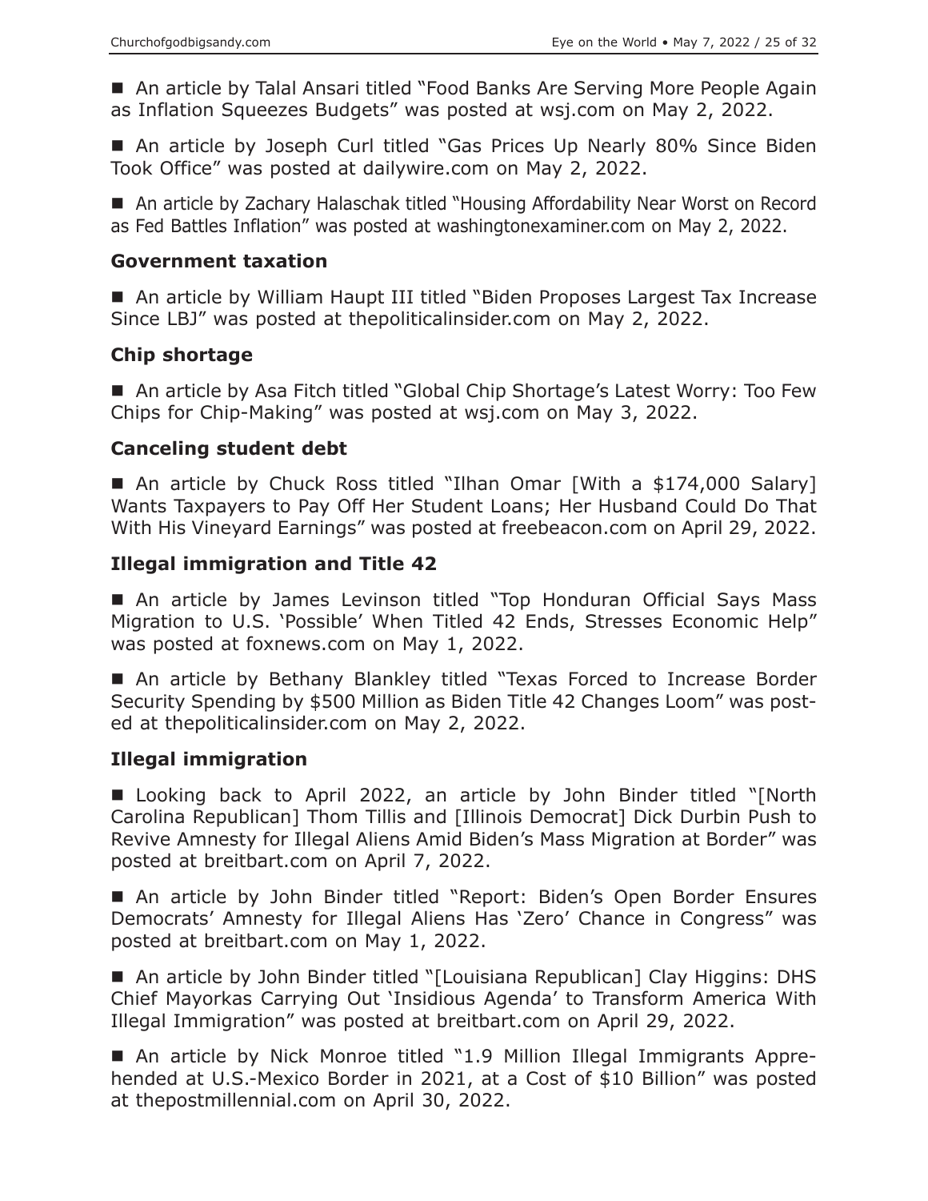■ An article by Talal Ansari titled "Food Banks Are Serving More People Again as Inflation Squeezes Budgets" was posted at wsj.com on May 2, 2022.

■ An article by Joseph Curl titled "Gas Prices Up Nearly 80% Since Biden Took Office" was posted at dailywire.com on May 2, 2022.

■ An article by Zachary Halaschak titled "Housing Affordability Near Worst on Record as Fed Battles Inflation" was posted at washingtonexaminer.com on May 2, 2022.

### Government taxation

■ An article by William Haupt III titled "Biden Proposes Largest Tax Increase Since LBJ" was posted at thepoliticalinsider.com on May 2, 2022.

### Chip shortage

■ An article by Asa Fitch titled "Global Chip Shortage's Latest Worry: Too Few Chips for Chip-Making" was posted at wsj.com on May 3, 2022.

### Canceling student debt

■ An article by Chuck Ross titled "Ilhan Omar [With a $174,000 Salary] Wants Taxpayers to Pay Off Her Student Loans; Her Husband Could Do That With His Vineyard Earnings" was posted at freebeacon.com on April 29, 2022.

### Illegal immigration and Title 42

■ An article by James Levinson titled "Top Honduran Official Says Mass Migration to U.S. 'Possible' When Titled 42 Ends, Stresses Economic Help" was posted at foxnews.com on May 1, 2022.

■ An article by Bethany Blankley titled "Texas Forced to Increase Border Security Spending by $500 Million as Biden Title 42 Changes Loom" was posted at thepoliticalinsider.com on May 2, 2022.

### Illegal immigration

■ Looking back to April 2022, an article by John Binder titled "[North Carolina Republican] Thom Tillis and [Illinois Democrat] Dick Durbin Push to Revive Amnesty for Illegal Aliens Amid Biden's Mass Migration at Border" was posted at breitbart.com on April 7, 2022.

■ An article by John Binder titled "Report: Biden's Open Border Ensures Democrats' Amnesty for Illegal Aliens Has 'Zero' Chance in Congress" was posted at breitbart.com on May 1, 2022.

■ An article by John Binder titled "[Louisiana Republican] Clay Higgins: DHS Chief Mayorkas Carrying Out 'Insidious Agenda' to Transform America With Illegal Immigration" was posted at breitbart.com on April 29, 2022.

■ An article by Nick Monroe titled "1.9 Million Illegal Immigrants Apprehended at U.S.-Mexico Border in 2021, at a Cost of $10 Billion" was posted at thepostmillennial.com on April 30, 2022.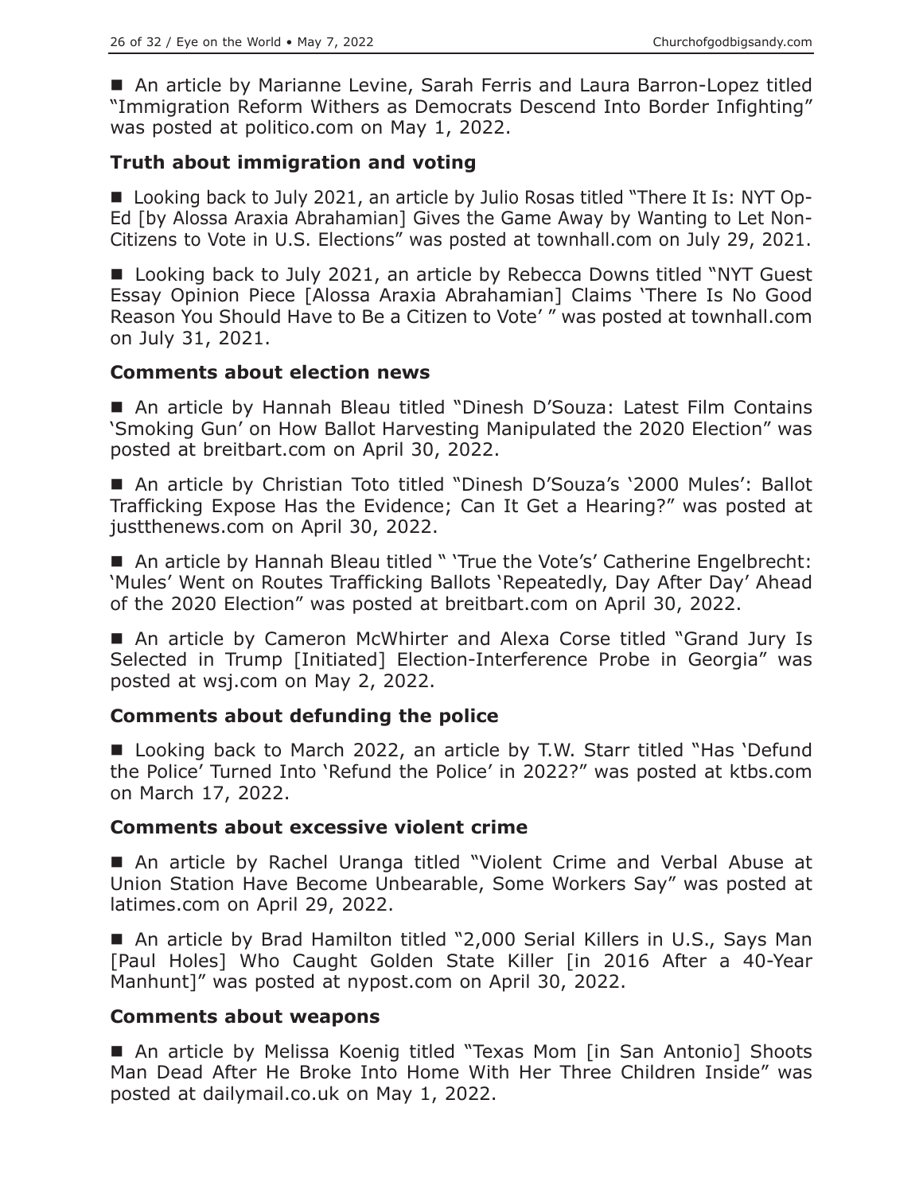■ An article by Marianne Levine, Sarah Ferris and Laura Barron-Lopez titled "Immigration Reform Withers as Democrats Descend Into Border Infighting" was posted at politico.com on May 1, 2022.

### Truth about immigration and voting

■ Looking back to July 2021, an article by Julio Rosas titled "There It Is: NYT Op-Ed [by Alossa Araxia Abrahamian] Gives the Game Away by Wanting to Let Non-Citizens to Vote in U.S. Elections" was posted at townhall.com on July 29, 2021.

■ Looking back to July 2021, an article by Rebecca Downs titled "NYT Guest Essay Opinion Piece [Alossa Araxia Abrahamian] Claims 'There Is No Good Reason You Should Have to Be a Citizen to Vote' " was posted at townhall.com on July 31, 2021.

### Comments about election news

■ An article by Hannah Bleau titled "Dinesh D'Souza: Latest Film Contains 'Smoking Gun' on How Ballot Harvesting Manipulated the 2020 Election" was posted at breitbart.com on April 30, 2022.

■ An article by Christian Toto titled "Dinesh D'Souza's '2000 Mules': Ballot Trafficking Expose Has the Evidence; Can It Get a Hearing?" was posted at justthenews.com on April 30, 2022.

■ An article by Hannah Bleau titled " 'True the Vote's' Catherine Engelbrecht: 'Mules' Went on Routes Trafficking Ballots 'Repeatedly, Day After Day' Ahead of the 2020 Election" was posted at breitbart.com on April 30, 2022.

■ An article by Cameron McWhirter and Alexa Corse titled "Grand Jury Is Selected in Trump [Initiated] Election-Interference Probe in Georgia" was posted at wsj.com on May 2, 2022.

### Comments about defunding the police

■ Looking back to March 2022, an article by T.W. Starr titled "Has 'Defund the Police' Turned Into 'Refund the Police' in 2022?" was posted at ktbs.com on March 17, 2022.

### Comments about excessive violent crime

■ An article by Rachel Uranga titled "Violent Crime and Verbal Abuse at Union Station Have Become Unbearable, Some Workers Say" was posted at latimes.com on April 29, 2022.

■ An article by Brad Hamilton titled "2,000 Serial Killers in U.S., Says Man [Paul Holes] Who Caught Golden State Killer [in 2016 After a 40-Year Manhunt]" was posted at nypost.com on April 30, 2022.

### Comments about weapons

■ An article by Melissa Koenig titled "Texas Mom [in San Antonio] Shoots Man Dead After He Broke Into Home With Her Three Children Inside" was posted at dailymail.co.uk on May 1, 2022.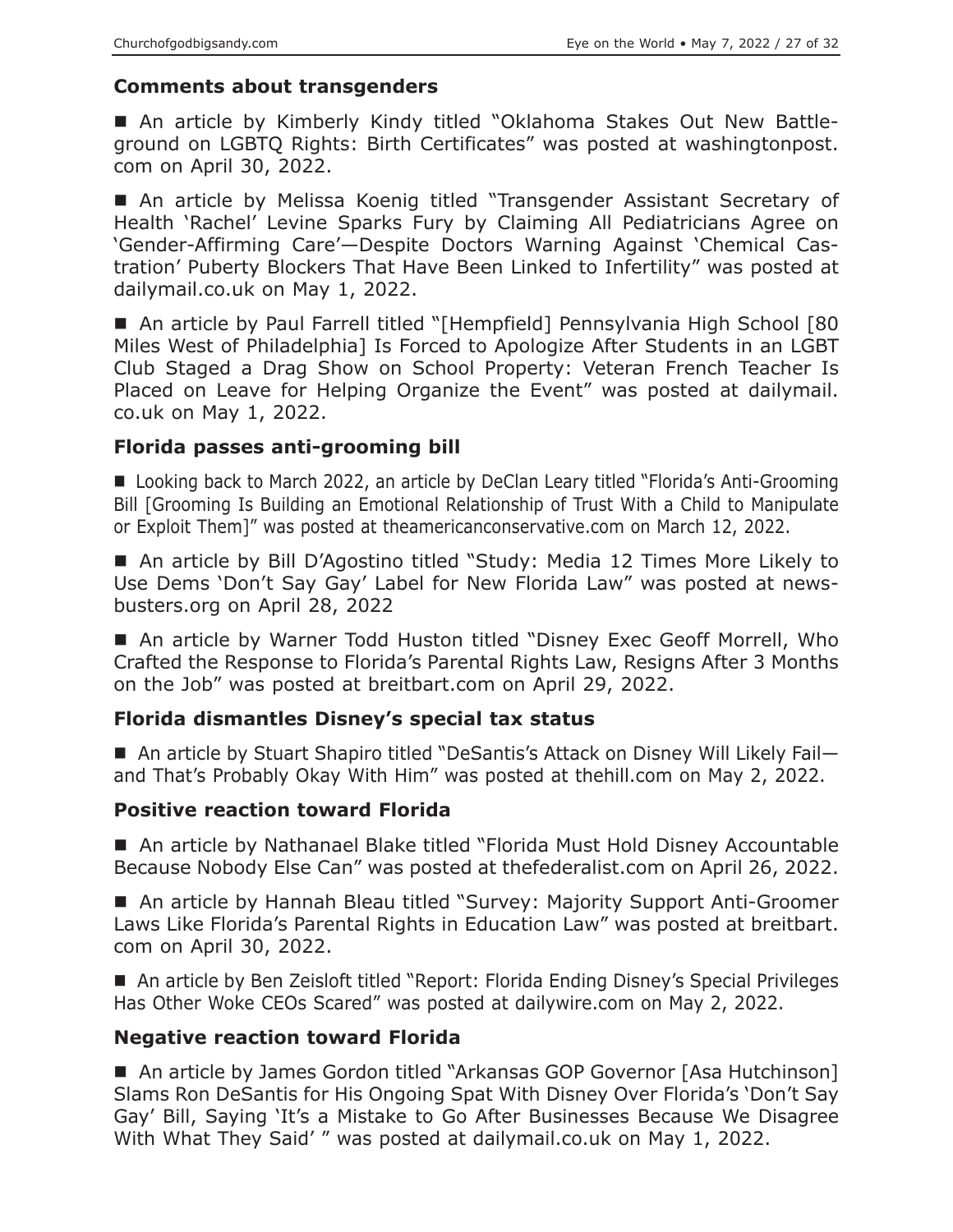### Comments about transgenders

■ An article by Kimberly Kindy titled "Oklahoma Stakes Out New Battleground on LGBTQ Rights: Birth Certificates" was posted at washingtonpost.com on April 30, 2022.

■ An article by Melissa Koenig titled "Transgender Assistant Secretary of Health 'Rachel' Levine Sparks Fury by Claiming All Pediatricians Agree on 'Gender-Affirming Care'—Despite Doctors Warning Against 'Chemical Castration' Puberty Blockers That Have Been Linked to Infertility" was posted at dailymail.co.uk on May 1, 2022.

■ An article by Paul Farrell titled "[Hempfield] Pennsylvania High School [80 Miles West of Philadelphia] Is Forced to Apologize After Students in an LGBT Club Staged a Drag Show on School Property: Veteran French Teacher Is Placed on Leave for Helping Organize the Event" was posted at dailymail.co.uk on May 1, 2022.

### Florida passes anti-grooming bill

■ Looking back to March 2022, an article by DeClan Leary titled "Florida's Anti-Grooming Bill [Grooming Is Building an Emotional Relationship of Trust With a Child to Manipulate or Exploit Them]" was posted at theamericanconservative.com on March 12, 2022.

■ An article by Bill D'Agostino titled "Study: Media 12 Times More Likely to Use Dems 'Don't Say Gay' Label for New Florida Law" was posted at newsbusters.org on April 28, 2022

■ An article by Warner Todd Huston titled "Disney Exec Geoff Morrell, Who Crafted the Response to Florida's Parental Rights Law, Resigns After 3 Months on the Job" was posted at breitbart.com on April 29, 2022.

### Florida dismantles Disney's special tax status

■ An article by Stuart Shapiro titled "DeSantis's Attack on Disney Will Likely Fail—and That's Probably Okay With Him" was posted at thehill.com on May 2, 2022.

### Positive reaction toward Florida

■ An article by Nathanael Blake titled "Florida Must Hold Disney Accountable Because Nobody Else Can" was posted at thefederalist.com on April 26, 2022.

■ An article by Hannah Bleau titled "Survey: Majority Support Anti-Groomer Laws Like Florida's Parental Rights in Education Law" was posted at breitbart.com on April 30, 2022.

■ An article by Ben Zeisloft titled "Report: Florida Ending Disney's Special Privileges Has Other Woke CEOs Scared" was posted at dailywire.com on May 2, 2022.

### Negative reaction toward Florida

■ An article by James Gordon titled "Arkansas GOP Governor [Asa Hutchinson] Slams Ron DeSantis for His Ongoing Spat With Disney Over Florida's 'Don't Say Gay' Bill, Saying 'It's a Mistake to Go After Businesses Because We Disagree With What They Said' " was posted at dailymail.co.uk on May 1, 2022.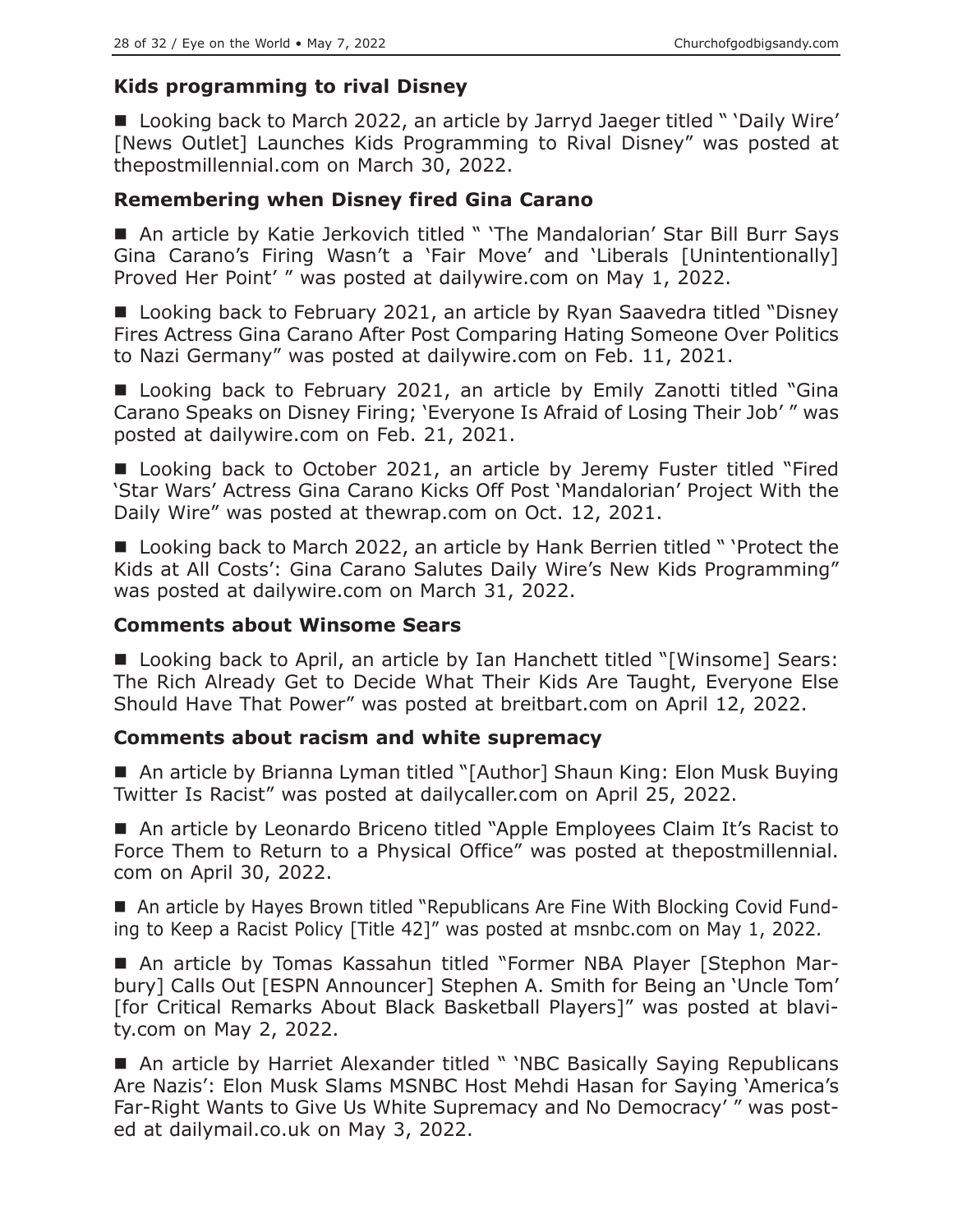## Kids programming to rival Disney

■ Looking back to March 2022, an article by Jarryd Jaeger titled " 'Daily Wire' [News Outlet] Launches Kids Programming to Rival Disney" was posted at thepostmillennial.com on March 30, 2022.

## Remembering when Disney fired Gina Carano

■ An article by Katie Jerkovich titled " 'The Mandalorian' Star Bill Burr Says Gina Carano's Firing Wasn't a 'Fair Move' and 'Liberals [Unintentionally] Proved Her Point' " was posted at dailywire.com on May 1, 2022.

■ Looking back to February 2021, an article by Ryan Saavedra titled "Disney Fires Actress Gina Carano After Post Comparing Hating Someone Over Politics to Nazi Germany" was posted at dailywire.com on Feb. 11, 2021.

■ Looking back to February 2021, an article by Emily Zanotti titled "Gina Carano Speaks on Disney Firing; 'Everyone Is Afraid of Losing Their Job' " was posted at dailywire.com on Feb. 21, 2021.

■ Looking back to October 2021, an article by Jeremy Fuster titled "Fired 'Star Wars' Actress Gina Carano Kicks Off Post 'Mandalorian' Project With the Daily Wire" was posted at thewrap.com on Oct. 12, 2021.

■ Looking back to March 2022, an article by Hank Berrien titled " 'Protect the Kids at All Costs': Gina Carano Salutes Daily Wire's New Kids Programming" was posted at dailywire.com on March 31, 2022.

## Comments about Winsome Sears

■ Looking back to April, an article by Ian Hanchett titled "[Winsome] Sears: The Rich Already Get to Decide What Their Kids Are Taught, Everyone Else Should Have That Power" was posted at breitbart.com on April 12, 2022.

## Comments about racism and white supremacy

■ An article by Brianna Lyman titled "[Author] Shaun King: Elon Musk Buying Twitter Is Racist" was posted at dailycaller.com on April 25, 2022.

■ An article by Leonardo Briceno titled "Apple Employees Claim It's Racist to Force Them to Return to a Physical Office" was posted at thepostmillennial.com on April 30, 2022.

■ An article by Hayes Brown titled "Republicans Are Fine With Blocking Covid Funding to Keep a Racist Policy [Title 42]" was posted at msnbc.com on May 1, 2022.

■ An article by Tomas Kassahun titled "Former NBA Player [Stephon Marbury] Calls Out [ESPN Announcer] Stephen A. Smith for Being an 'Uncle Tom' [for Critical Remarks About Black Basketball Players]" was posted at blavity.com on May 2, 2022.

■ An article by Harriet Alexander titled " 'NBC Basically Saying Republicans Are Nazis': Elon Musk Slams MSNBC Host Mehdi Hasan for Saying 'America's Far-Right Wants to Give Us White Supremacy and No Democracy' " was posted at dailymail.co.uk on May 3, 2022.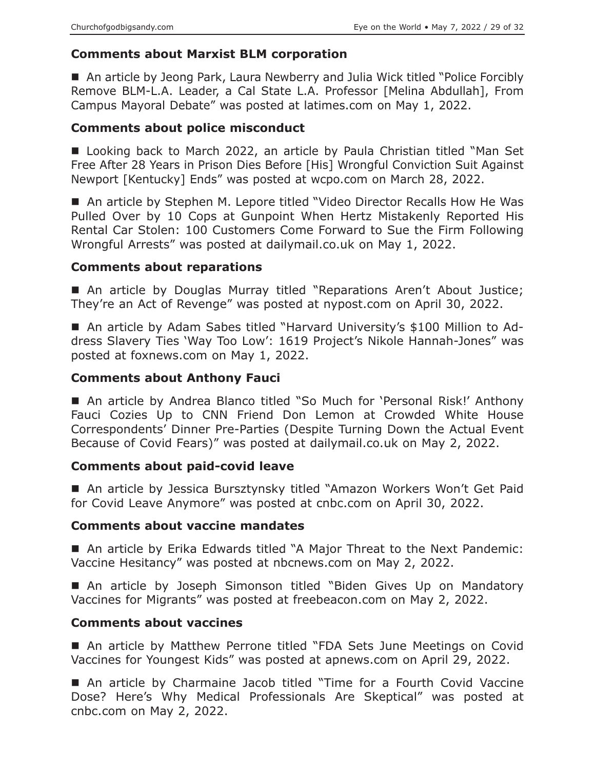### Comments about Marxist BLM corporation

■ An article by Jeong Park, Laura Newberry and Julia Wick titled "Police Forcibly Remove BLM-L.A. Leader, a Cal State L.A. Professor [Melina Abdullah], From Campus Mayoral Debate" was posted at latimes.com on May 1, 2022.

### Comments about police misconduct

■ Looking back to March 2022, an article by Paula Christian titled "Man Set Free After 28 Years in Prison Dies Before [His] Wrongful Conviction Suit Against Newport [Kentucky] Ends" was posted at wcpo.com on March 28, 2022.

■ An article by Stephen M. Lepore titled "Video Director Recalls How He Was Pulled Over by 10 Cops at Gunpoint When Hertz Mistakenly Reported His Rental Car Stolen: 100 Customers Come Forward to Sue the Firm Following Wrongful Arrests" was posted at dailymail.co.uk on May 1, 2022.

### Comments about reparations

■ An article by Douglas Murray titled "Reparations Aren't About Justice; They're an Act of Revenge" was posted at nypost.com on April 30, 2022.

■ An article by Adam Sabes titled "Harvard University's $100 Million to Address Slavery Ties 'Way Too Low': 1619 Project's Nikole Hannah-Jones" was posted at foxnews.com on May 1, 2022.

### Comments about Anthony Fauci

■ An article by Andrea Blanco titled "So Much for 'Personal Risk!' Anthony Fauci Cozies Up to CNN Friend Don Lemon at Crowded White House Correspondents' Dinner Pre-Parties (Despite Turning Down the Actual Event Because of Covid Fears)" was posted at dailymail.co.uk on May 2, 2022.

### Comments about paid-covid leave

■ An article by Jessica Bursztynsky titled "Amazon Workers Won't Get Paid for Covid Leave Anymore" was posted at cnbc.com on April 30, 2022.

### Comments about vaccine mandates

■ An article by Erika Edwards titled "A Major Threat to the Next Pandemic: Vaccine Hesitancy" was posted at nbcnews.com on May 2, 2022.

■ An article by Joseph Simonson titled "Biden Gives Up on Mandatory Vaccines for Migrants" was posted at freebeacon.com on May 2, 2022.

### Comments about vaccines

■ An article by Matthew Perrone titled "FDA Sets June Meetings on Covid Vaccines for Youngest Kids" was posted at apnews.com on April 29, 2022.

■ An article by Charmaine Jacob titled "Time for a Fourth Covid Vaccine Dose? Here's Why Medical Professionals Are Skeptical" was posted at cnbc.com on May 2, 2022.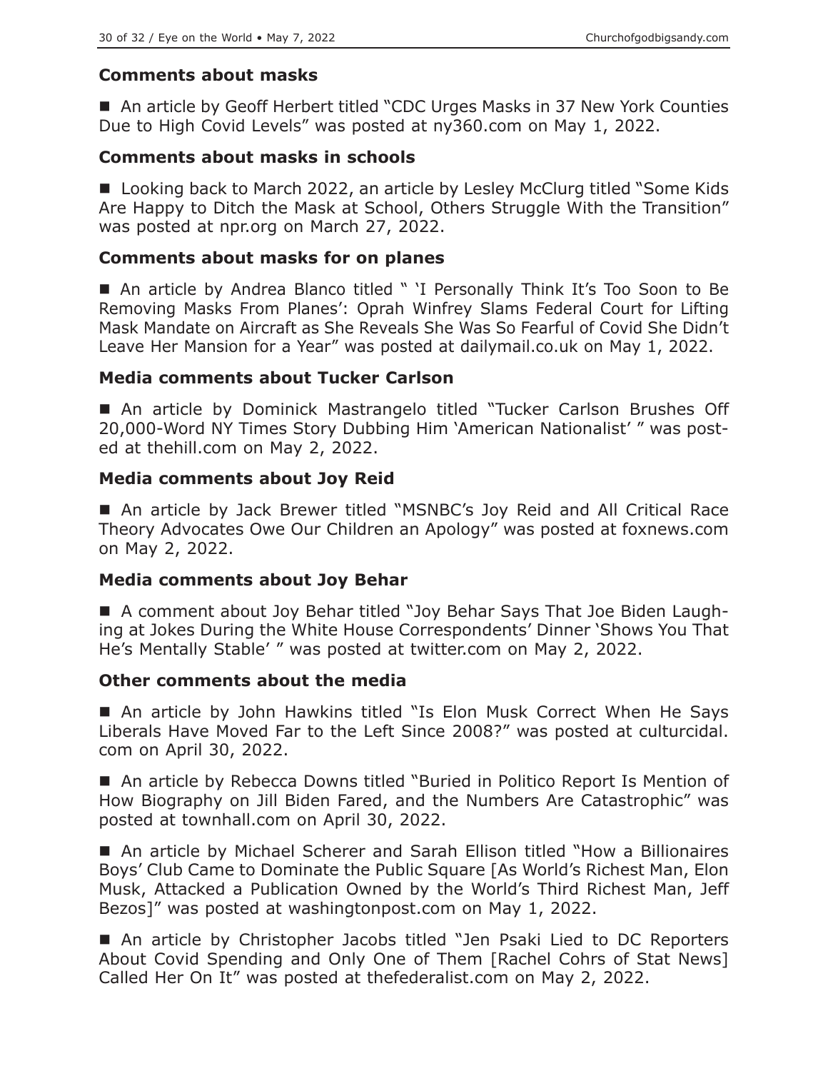### Comments about masks

■ An article by Geoff Herbert titled "CDC Urges Masks in 37 New York Counties Due to High Covid Levels" was posted at ny360.com on May 1, 2022.

### Comments about masks in schools

■ Looking back to March 2022, an article by Lesley McClurg titled "Some Kids Are Happy to Ditch the Mask at School, Others Struggle With the Transition" was posted at npr.org on March 27, 2022.

### Comments about masks for on planes

■ An article by Andrea Blanco titled " 'I Personally Think It's Too Soon to Be Removing Masks From Planes': Oprah Winfrey Slams Federal Court for Lifting Mask Mandate on Aircraft as She Reveals She Was So Fearful of Covid She Didn't Leave Her Mansion for a Year" was posted at dailymail.co.uk on May 1, 2022.

### Media comments about Tucker Carlson

■ An article by Dominick Mastrangelo titled "Tucker Carlson Brushes Off 20,000-Word NY Times Story Dubbing Him 'American Nationalist' " was posted at thehill.com on May 2, 2022.

### Media comments about Joy Reid

■ An article by Jack Brewer titled "MSNBC's Joy Reid and All Critical Race Theory Advocates Owe Our Children an Apology" was posted at foxnews.com on May 2, 2022.

### Media comments about Joy Behar

■ A comment about Joy Behar titled "Joy Behar Says That Joe Biden Laughing at Jokes During the White House Correspondents' Dinner 'Shows You That He's Mentally Stable' " was posted at twitter.com on May 2, 2022.

### Other comments about the media

■ An article by John Hawkins titled "Is Elon Musk Correct When He Says Liberals Have Moved Far to the Left Since 2008?" was posted at culturcidal.com on April 30, 2022.

■ An article by Rebecca Downs titled "Buried in Politico Report Is Mention of How Biography on Jill Biden Fared, and the Numbers Are Catastrophic" was posted at townhall.com on April 30, 2022.

■ An article by Michael Scherer and Sarah Ellison titled "How a Billionaires Boys' Club Came to Dominate the Public Square [As World's Richest Man, Elon Musk, Attacked a Publication Owned by the World's Third Richest Man, Jeff Bezos]" was posted at washingtonpost.com on May 1, 2022.

■ An article by Christopher Jacobs titled "Jen Psaki Lied to DC Reporters About Covid Spending and Only One of Them [Rachel Cohrs of Stat News] Called Her On It" was posted at thefederalist.com on May 2, 2022.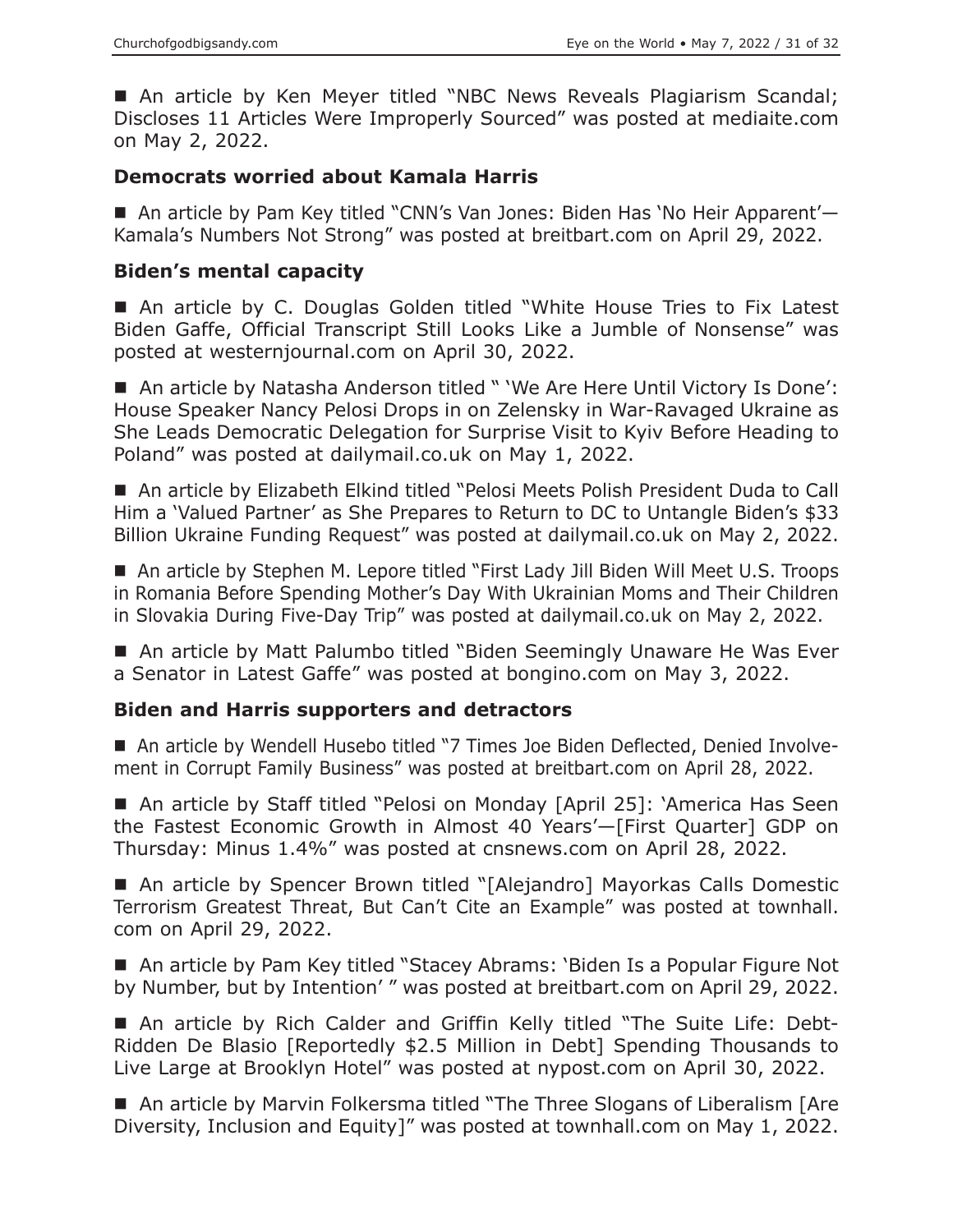■ An article by Ken Meyer titled "NBC News Reveals Plagiarism Scandal; Discloses 11 Articles Were Improperly Sourced" was posted at mediaite.com on May 2, 2022.

### Democrats worried about Kamala Harris

■ An article by Pam Key titled "CNN's Van Jones: Biden Has 'No Heir Apparent'—Kamala's Numbers Not Strong" was posted at breitbart.com on April 29, 2022.

### Biden's mental capacity

■ An article by C. Douglas Golden titled "White House Tries to Fix Latest Biden Gaffe, Official Transcript Still Looks Like a Jumble of Nonsense" was posted at westernjournal.com on April 30, 2022.

■ An article by Natasha Anderson titled " 'We Are Here Until Victory Is Done': House Speaker Nancy Pelosi Drops in on Zelensky in War-Ravaged Ukraine as She Leads Democratic Delegation for Surprise Visit to Kyiv Before Heading to Poland" was posted at dailymail.co.uk on May 1, 2022.

■ An article by Elizabeth Elkind titled "Pelosi Meets Polish President Duda to Call Him a 'Valued Partner' as She Prepares to Return to DC to Untangle Biden's $33 Billion Ukraine Funding Request" was posted at dailymail.co.uk on May 2, 2022.

■ An article by Stephen M. Lepore titled "First Lady Jill Biden Will Meet U.S. Troops in Romania Before Spending Mother's Day With Ukrainian Moms and Their Children in Slovakia During Five-Day Trip" was posted at dailymail.co.uk on May 2, 2022.

■ An article by Matt Palumbo titled "Biden Seemingly Unaware He Was Ever a Senator in Latest Gaffe" was posted at bongino.com on May 3, 2022.

### Biden and Harris supporters and detractors

■ An article by Wendell Husebo titled "7 Times Joe Biden Deflected, Denied Involvement in Corrupt Family Business" was posted at breitbart.com on April 28, 2022.

■ An article by Staff titled "Pelosi on Monday [April 25]: 'America Has Seen the Fastest Economic Growth in Almost 40 Years'—[First Quarter] GDP on Thursday: Minus 1.4%" was posted at cnsnews.com on April 28, 2022.

■ An article by Spencer Brown titled "[Alejandro] Mayorkas Calls Domestic Terrorism Greatest Threat, But Can't Cite an Example" was posted at townhall.com on April 29, 2022.

■ An article by Pam Key titled "Stacey Abrams: 'Biden Is a Popular Figure Not by Number, but by Intention' " was posted at breitbart.com on April 29, 2022.

■ An article by Rich Calder and Griffin Kelly titled "The Suite Life: Debt-Ridden De Blasio [Reportedly $2.5 Million in Debt] Spending Thousands to Live Large at Brooklyn Hotel" was posted at nypost.com on April 30, 2022.

■ An article by Marvin Folkersma titled "The Three Slogans of Liberalism [Are Diversity, Inclusion and Equity]" was posted at townhall.com on May 1, 2022.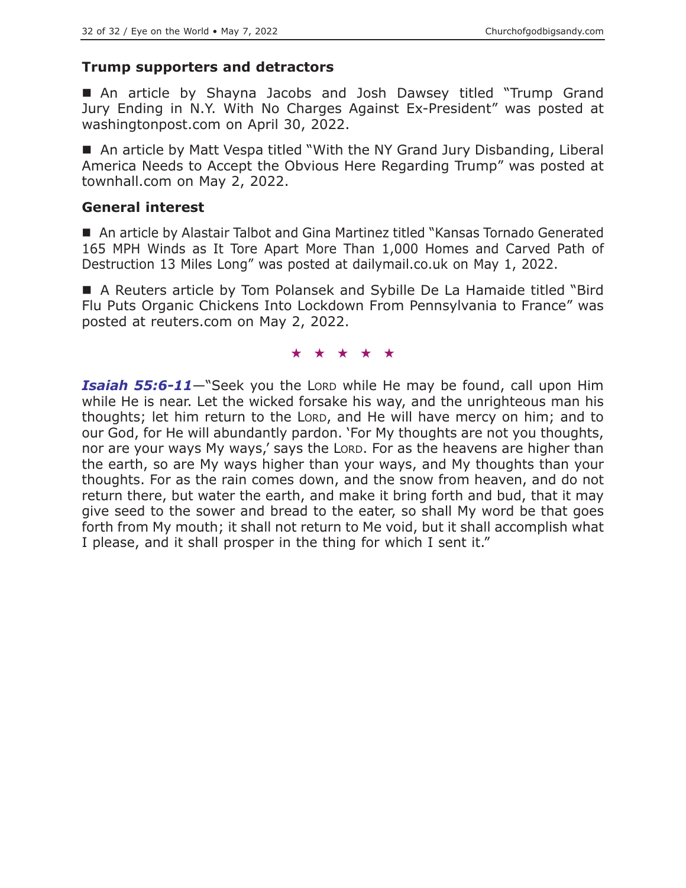### Trump supporters and detractors

■ An article by Shayna Jacobs and Josh Dawsey titled "Trump Grand Jury Ending in N.Y. With No Charges Against Ex-President" was posted at washingtonpost.com on April 30, 2022.

■ An article by Matt Vespa titled "With the NY Grand Jury Disbanding, Liberal America Needs to Accept the Obvious Here Regarding Trump" was posted at townhall.com on May 2, 2022.

### General interest

■ An article by Alastair Talbot and Gina Martinez titled "Kansas Tornado Generated 165 MPH Winds as It Tore Apart More Than 1,000 Homes and Carved Path of Destruction 13 Miles Long" was posted at dailymail.co.uk on May 1, 2022.

■ A Reuters article by Tom Polansek and Sybille De La Hamaide titled "Bird Flu Puts Organic Chickens Into Lockdown From Pennsylvania to France" was posted at reuters.com on May 2, 2022.

★ ★ ★ ★ ★

***Isaiah 55:6-11***—"Seek you the Lord while He may be found, call upon Him while He is near. Let the wicked forsake his way, and the unrighteous man his thoughts; let him return to the Lord, and He will have mercy on him; and to our God, for He will abundantly pardon. 'For My thoughts are not you thoughts, nor are your ways My ways,' says the Lord. For as the heavens are higher than the earth, so are My ways higher than your ways, and My thoughts than your thoughts. For as the rain comes down, and the snow from heaven, and do not return there, but water the earth, and make it bring forth and bud, that it may give seed to the sower and bread to the eater, so shall My word be that goes forth from My mouth; it shall not return to Me void, but it shall accomplish what I please, and it shall prosper in the thing for which I sent it."